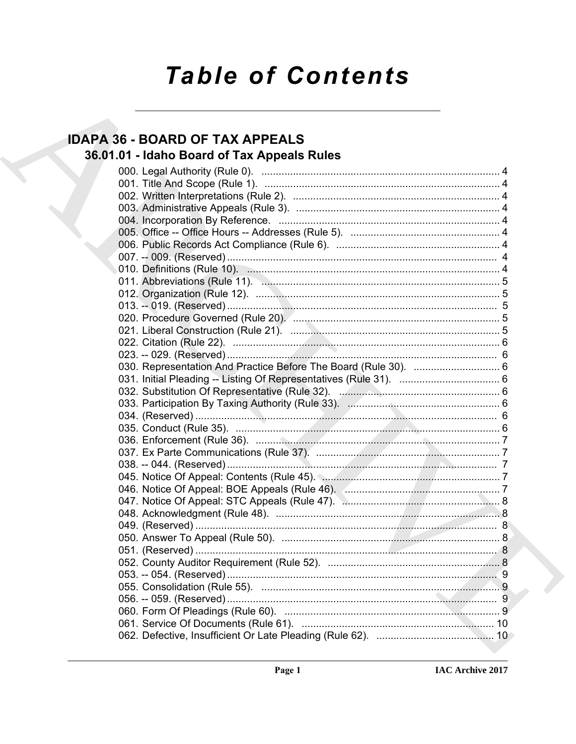# Table of Contents

## IDAPA 36 - BOARD OF TAX APPEALS

### 36.01.01 - Idaho Board of Tax Appeals Rules

000. Legal Authority (Rule 0). .... 4
001. Title And Scope (Rule 1). .... 4
002. Written Interpretations (Rule 2). .... 4
003. Administrative Appeals (Rule 3). .... 4
004. Incorporation By Reference. .... 4
005. Office -- Office Hours -- Addresses (Rule 5). .... 4
006. Public Records Act Compliance (Rule 6). .... 4
007. -- 009. (Reserved) .... 4
010. Definitions (Rule 10). .... 4
011. Abbreviations (Rule 11). .... 5
012. Organization (Rule 12). .... 5
013. -- 019. (Reserved) .... 5
020. Procedure Governed (Rule 20). .... 5
021. Liberal Construction (Rule 21). .... 5
022. Citation (Rule 22). .... 6
023. -- 029. (Reserved) .... 6
030. Representation And Practice Before The Board (Rule 30). .... 6
031. Initial Pleading -- Listing Of Representatives (Rule 31). .... 6
032. Substitution Of Representative (Rule 32). .... 6
033. Participation By Taxing Authority (Rule 33). .... 6
034. (Reserved) .... 6
035. Conduct (Rule 35). .... 6
036. Enforcement (Rule 36). .... 7
037. Ex Parte Communications (Rule 37). .... 7
038. -- 044. (Reserved) .... 7
045. Notice Of Appeal: Contents (Rule 45). .... 7
046. Notice Of Appeal: BOE Appeals (Rule 46). .... 7
047. Notice Of Appeal: STC Appeals (Rule 47). .... 8
048. Acknowledgment (Rule 48). .... 8
049. (Reserved) .... 8
050. Answer To Appeal (Rule 50). .... 8
051. (Reserved) .... 8
052. County Auditor Requirement (Rule 52). .... 8
053. -- 054. (Reserved) .... 9
055. Consolidation (Rule 55). .... 9
056. -- 059. (Reserved) .... 9
060. Form Of Pleadings (Rule 60). .... 9
061. Service Of Documents (Rule 61). .... 10
062. Defective, Insufficient Or Late Pleading (Rule 62). .... 10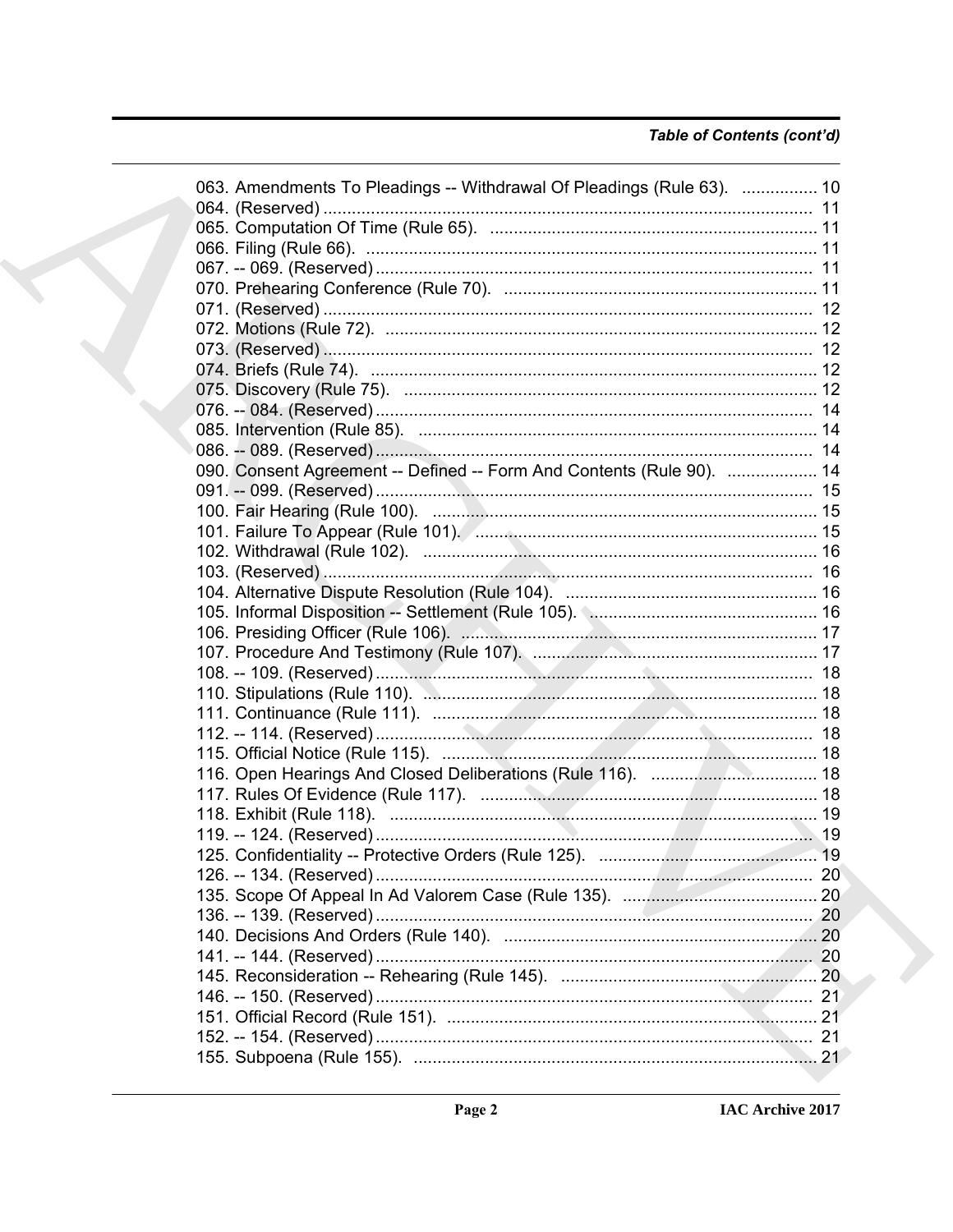*Table of Contents (cont'd)*

063. Amendments To Pleadings -- Withdrawal Of Pleadings (Rule 63). ................ 10
064. (Reserved) ...................................................................................................... 11
065. Computation Of Time (Rule 65). .................................................................... 11
066. Filing (Rule 66). ............................................................................................. 11
067. -- 069. (Reserved) ........................................................................................... 11
070. Prehearing Conference (Rule 70). ................................................................. 11
071. (Reserved) ...................................................................................................... 12
072. Motions (Rule 72). .......................................................................................... 12
073. (Reserved) ...................................................................................................... 12
074. Briefs (Rule 74). ............................................................................................. 12
075. Discovery (Rule 75). ...................................................................................... 12
076. -- 084. (Reserved) ........................................................................................... 14
085. Intervention (Rule 85). ................................................................................... 14
086. -- 089. (Reserved) ........................................................................................... 14
090. Consent Agreement -- Defined -- Form And Contents (Rule 90). ................... 14
091. -- 099. (Reserved) ........................................................................................... 15
100. Fair Hearing (Rule 100). ................................................................................. 15
101. Failure To Appear (Rule 101). ........................................................................ 15
102. Withdrawal (Rule 102). .................................................................................. 16
103. (Reserved) ...................................................................................................... 16
104. Alternative Dispute Resolution (Rule 104). ..................................................... 16
105. Informal Disposition -- Settlement (Rule 105). ................................................ 16
106. Presiding Officer (Rule 106). .......................................................................... 17
107. Procedure And Testimony (Rule 107). ........................................................... 17
108. -- 109. (Reserved) ........................................................................................... 18
110. Stipulations (Rule 110). .................................................................................. 18
111. Continuance (Rule 111). ................................................................................. 18
112. -- 114. (Reserved) ........................................................................................... 18
115. Official Notice (Rule 115). .............................................................................. 18
116. Open Hearings And Closed Deliberations (Rule 116). ................................... 18
117. Rules Of Evidence (Rule 117). ...................................................................... 18
118. Exhibit (Rule 118). ......................................................................................... 19
119. -- 124. (Reserved) ........................................................................................... 19
125. Confidentiality -- Protective Orders (Rule 125). .............................................. 19
126. -- 134. (Reserved) ........................................................................................... 20
135. Scope Of Appeal In Ad Valorem Case (Rule 135). ......................................... 20
136. -- 139. (Reserved) ........................................................................................... 20
140. Decisions And Orders (Rule 140). ................................................................. 20
141. -- 144. (Reserved) ........................................................................................... 20
145. Reconsideration -- Rehearing (Rule 145). ...................................................... 20
146. -- 150. (Reserved) ........................................................................................... 21
151. Official Record (Rule 151). ............................................................................. 21
152. -- 154. (Reserved) ........................................................................................... 21
155. Subpoena (Rule 155). .................................................................................... 21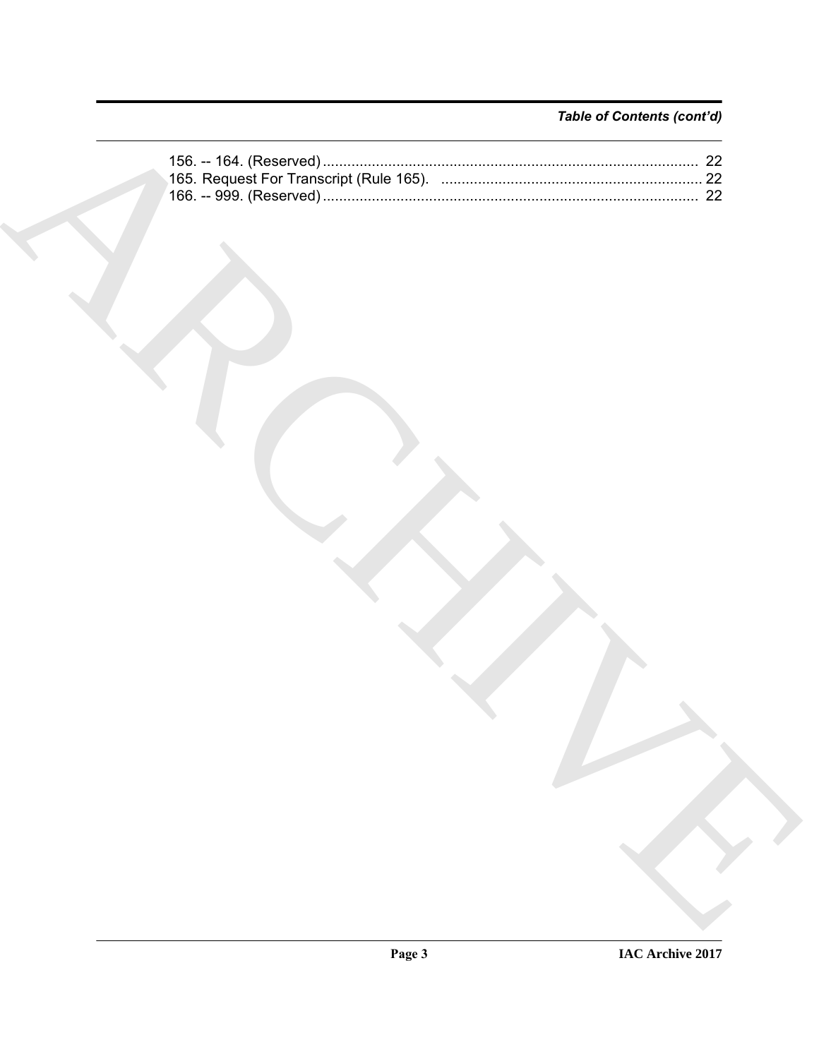*Table of Contents (cont'd)*

156. -- 164. (Reserved) ........................................................................................... 22
165. Request For Transcript (Rule 165). ............................................................... 22
166. -- 999. (Reserved) ........................................................................................... 22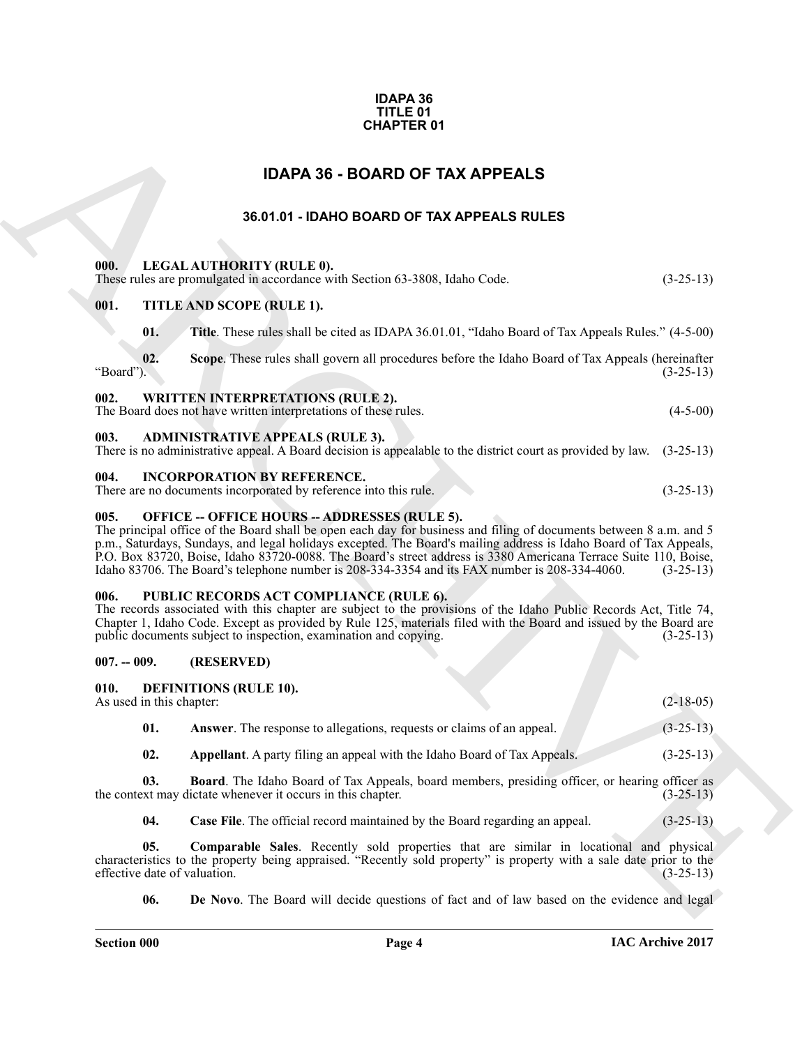**IDAPA 36**
**TITLE 01**
**CHAPTER 01**

# IDAPA 36 - BOARD OF TAX APPEALS

## 36.01.01 - IDAHO BOARD OF TAX APPEALS RULES

### 000. LEGAL AUTHORITY (RULE 0).

These rules are promulgated in accordance with Section 63-3808, Idaho Code. (3-25-13)

### 001. TITLE AND SCOPE (RULE 1).

**01. Title**. These rules shall be cited as IDAPA 36.01.01, "Idaho Board of Tax Appeals Rules." (4-5-00)

**02. Scope**. These rules shall govern all procedures before the Idaho Board of Tax Appeals (hereinafter "Board"). (3-25-13)

### 002. WRITTEN INTERPRETATIONS (RULE 2).

The Board does not have written interpretations of these rules. (4-5-00)

### 003. ADMINISTRATIVE APPEALS (RULE 3).

There is no administrative appeal. A Board decision is appealable to the district court as provided by law. (3-25-13)

### 004. INCORPORATION BY REFERENCE.

There are no documents incorporated by reference into this rule. (3-25-13)

### 005. OFFICE -- OFFICE HOURS -- ADDRESSES (RULE 5).

The principal office of the Board shall be open each day for business and filing of documents between 8 a.m. and 5 p.m., Saturdays, Sundays, and legal holidays excepted. The Board's mailing address is Idaho Board of Tax Appeals, P.O. Box 83720, Boise, Idaho 83720-0088. The Board's street address is 3380 Americana Terrace Suite 110, Boise, Idaho 83706. The Board's telephone number is 208-334-3354 and its FAX number is 208-334-4060. (3-25-13)

### 006. PUBLIC RECORDS ACT COMPLIANCE (RULE 6).

The records associated with this chapter are subject to the provisions of the Idaho Public Records Act, Title 74, Chapter 1, Idaho Code. Except as provided by Rule 125, materials filed with the Board and issued by the Board are public documents subject to inspection, examination and copying. (3-25-13)

### 007. -- 009. (RESERVED)

### 010. DEFINITIONS (RULE 10).

As used in this chapter: (2-18-05)

**01. Answer**. The response to allegations, requests or claims of an appeal. (3-25-13)

**02. Appellant**. A party filing an appeal with the Idaho Board of Tax Appeals. (3-25-13)

**03. Board**. The Idaho Board of Tax Appeals, board members, presiding officer, or hearing officer as the context may dictate whenever it occurs in this chapter. (3-25-13)

**04. Case File**. The official record maintained by the Board regarding an appeal. (3-25-13)

**05. Comparable Sales**. Recently sold properties that are similar in locational and physical characteristics to the property being appraised. "Recently sold property" is property with a sale date prior to the effective date of valuation. (3-25-13)

**06. De Novo**. The Board will decide questions of fact and of law based on the evidence and legal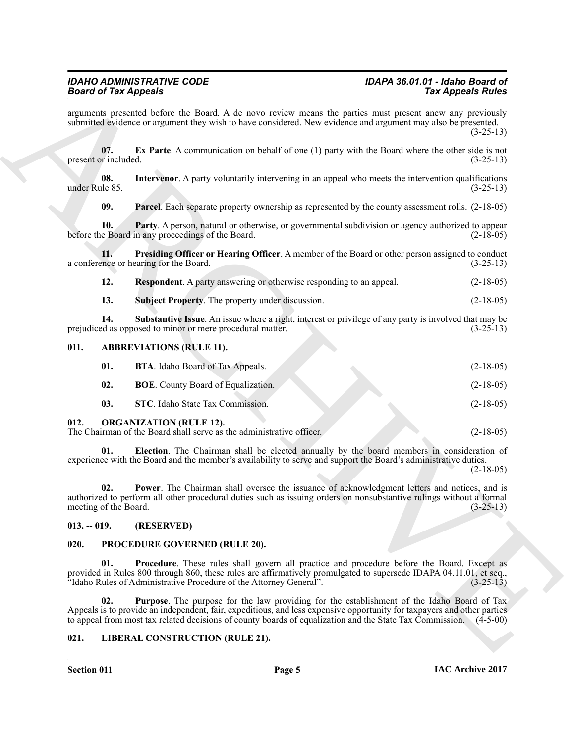arguments presented before the Board. A de novo review means the parties must present anew any previously submitted evidence or argument they wish to have considered. New evidence and argument may also be presented. (3-25-13)

**07. Ex Parte**. A communication on behalf of one (1) party with the Board where the other side is not present or included. (3-25-13)

**08. Intervenor**. A party voluntarily intervening in an appeal who meets the intervention qualifications under Rule 85. (3-25-13)

**09. Parcel**. Each separate property ownership as represented by the county assessment rolls. (2-18-05)

**10. Party**. A person, natural or otherwise, or governmental subdivision or agency authorized to appear before the Board in any proceedings of the Board. (2-18-05)

**11. Presiding Officer or Hearing Officer**. A member of the Board or other person assigned to conduct a conference or hearing for the Board. (3-25-13)

**12. Respondent**. A party answering or otherwise responding to an appeal. (2-18-05)

**13. Subject Property**. The property under discussion. (2-18-05)

**14. Substantive Issue**. An issue where a right, interest or privilege of any party is involved that may be prejudiced as opposed to minor or mere procedural matter. (3-25-13)

## 011. ABBREVIATIONS (RULE 11).

**01. BTA**. Idaho Board of Tax Appeals. (2-18-05)

**02. BOE**. County Board of Equalization. (2-18-05)

**03. STC**. Idaho State Tax Commission. (2-18-05)

## 012. ORGANIZATION (RULE 12).

The Chairman of the Board shall serve as the administrative officer. (2-18-05)

**01. Election**. The Chairman shall be elected annually by the board members in consideration of experience with the Board and the member's availability to serve and support the Board's administrative duties. (2-18-05)

**02. Power**. The Chairman shall oversee the issuance of acknowledgment letters and notices, and is authorized to perform all other procedural duties such as issuing orders on nonsubstantive rulings without a formal meeting of the Board. (3-25-13)

## 013. -- 019. (RESERVED)

## 020. PROCEDURE GOVERNED (RULE 20).

**01. Procedure**. These rules shall govern all practice and procedure before the Board. Except as provided in Rules 800 through 860, these rules are affirmatively promulgated to supersede IDAPA 04.11.01, et seq., "Idaho Rules of Administrative Procedure of the Attorney General". (3-25-13)

**02. Purpose**. The purpose for the law providing for the establishment of the Idaho Board of Tax Appeals is to provide an independent, fair, expeditious, and less expensive opportunity for taxpayers and other parties to appeal from most tax related decisions of county boards of equalization and the State Tax Commission. (4-5-00)

## 021. LIBERAL CONSTRUCTION (RULE 21).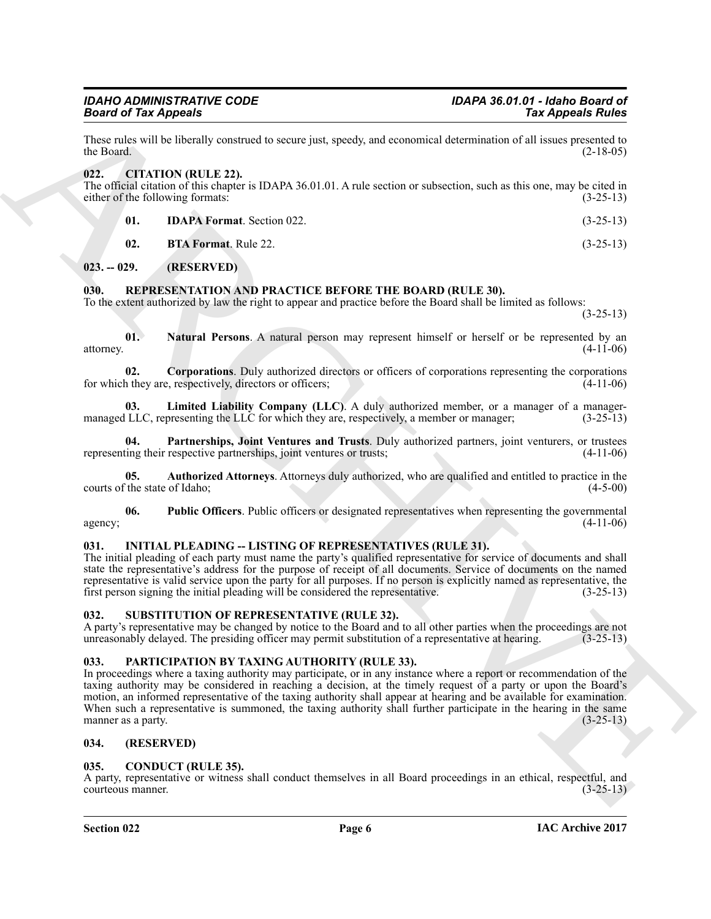These rules will be liberally construed to secure just, speedy, and economical determination of all issues presented to the Board. (2-18-05)

### 022. CITATION (RULE 22).

The official citation of this chapter is IDAPA 36.01.01. A rule section or subsection, such as this one, may be cited in either of the following formats: (3-25-13)

**01. IDAPA Format**. Section 022. (3-25-13)

**02. BTA Format**. Rule 22. (3-25-13)

### 023. -- 029. (RESERVED)

### 030. REPRESENTATION AND PRACTICE BEFORE THE BOARD (RULE 30).

To the extent authorized by law the right to appear and practice before the Board shall be limited as follows: (3-25-13)

**01. Natural Persons**. A natural person may represent himself or herself or be represented by an attorney. (4-11-06)

**02. Corporations**. Duly authorized directors or officers of corporations representing the corporations for which they are, respectively, directors or officers; (4-11-06)

**03. Limited Liability Company (LLC)**. A duly authorized member, or a manager of a manager-managed LLC, representing the LLC for which they are, respectively, a member or manager; (3-25-13)

**04. Partnerships, Joint Ventures and Trusts**. Duly authorized partners, joint venturers, or trustees representing their respective partnerships, joint ventures or trusts; (4-11-06)

**05. Authorized Attorneys**. Attorneys duly authorized, who are qualified and entitled to practice in the courts of the state of Idaho; (4-5-00)

**06. Public Officers**. Public officers or designated representatives when representing the governmental agency; (4-11-06)

### 031. INITIAL PLEADING -- LISTING OF REPRESENTATIVES (RULE 31).

The initial pleading of each party must name the party's qualified representative for service of documents and shall state the representative's address for the purpose of receipt of all documents. Service of documents on the named representative is valid service upon the party for all purposes. If no person is explicitly named as representative, the first person signing the initial pleading will be considered the representative. (3-25-13)

### 032. SUBSTITUTION OF REPRESENTATIVE (RULE 32).

A party's representative may be changed by notice to the Board and to all other parties when the proceedings are not unreasonably delayed. The presiding officer may permit substitution of a representative at hearing. (3-25-13)

### 033. PARTICIPATION BY TAXING AUTHORITY (RULE 33).

In proceedings where a taxing authority may participate, or in any instance where a report or recommendation of the taxing authority may be considered in reaching a decision, at the timely request of a party or upon the Board's motion, an informed representative of the taxing authority shall appear at hearing and be available for examination. When such a representative is summoned, the taxing authority shall further participate in the hearing in the same manner as a party. (3-25-13)

### 034. (RESERVED)

### 035. CONDUCT (RULE 35).

A party, representative or witness shall conduct themselves in all Board proceedings in an ethical, respectful, and courteous manner. (3-25-13)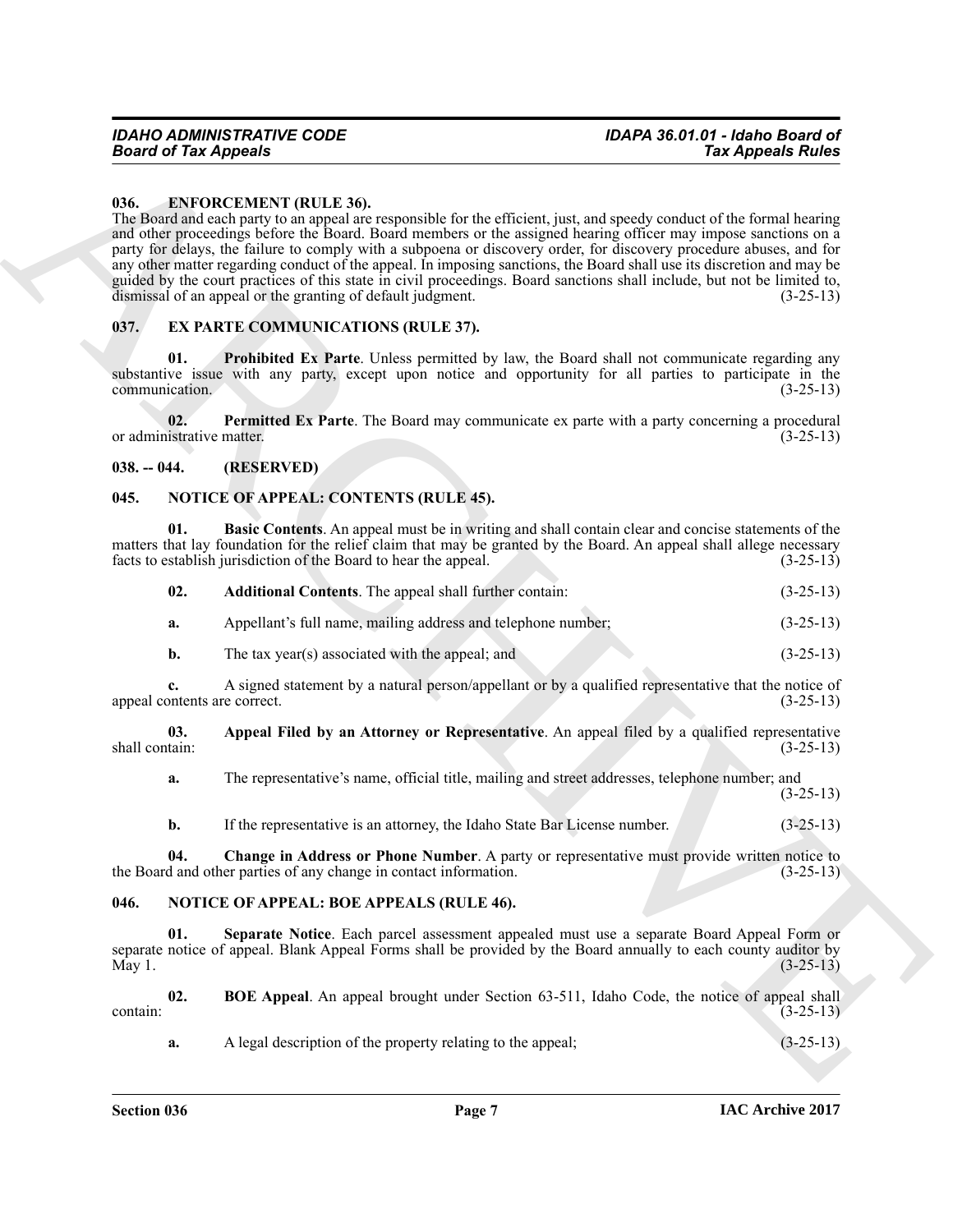### 036. ENFORCEMENT (RULE 36).

The Board and each party to an appeal are responsible for the efficient, just, and speedy conduct of the formal hearing and other proceedings before the Board. Board members or the assigned hearing officer may impose sanctions on a party for delays, the failure to comply with a subpoena or discovery order, for discovery procedure abuses, and for any other matter regarding conduct of the appeal. In imposing sanctions, the Board shall use its discretion and may be guided by the court practices of this state in civil proceedings. Board sanctions shall include, but not be limited to, dismissal of an appeal or the granting of default judgment. (3-25-13)

### 037. EX PARTE COMMUNICATIONS (RULE 37).

**01. Prohibited Ex Parte**. Unless permitted by law, the Board shall not communicate regarding any substantive issue with any party, except upon notice and opportunity for all parties to participate in the communication. (3-25-13)

**02. Permitted Ex Parte**. The Board may communicate ex parte with a party concerning a procedural or administrative matter. (3-25-13)

### 038. -- 044. (RESERVED)

### 045. NOTICE OF APPEAL: CONTENTS (RULE 45).

**01. Basic Contents**. An appeal must be in writing and shall contain clear and concise statements of the matters that lay foundation for the relief claim that may be granted by the Board. An appeal shall allege necessary facts to establish jurisdiction of the Board to hear the appeal. (3-25-13)

**02. Additional Contents**. The appeal shall further contain: (3-25-13)

**a.** Appellant's full name, mailing address and telephone number; (3-25-13)

**b.** The tax year(s) associated with the appeal; and (3-25-13)

**c.** A signed statement by a natural person/appellant or by a qualified representative that the notice of appeal contents are correct. (3-25-13)

**03. Appeal Filed by an Attorney or Representative**. An appeal filed by a qualified representative shall contain: (3-25-13)

**a.** The representative's name, official title, mailing and street addresses, telephone number; and (3-25-13)

**b.** If the representative is an attorney, the Idaho State Bar License number. (3-25-13)

**04. Change in Address or Phone Number**. A party or representative must provide written notice to the Board and other parties of any change in contact information. (3-25-13)

### 046. NOTICE OF APPEAL: BOE APPEALS (RULE 46).

**01. Separate Notice**. Each parcel assessment appealed must use a separate Board Appeal Form or separate notice of appeal. Blank Appeal Forms shall be provided by the Board annually to each county auditor by May 1. (3-25-13)

**02. BOE Appeal**. An appeal brought under Section 63-511, Idaho Code, the notice of appeal shall contain: (3-25-13)

**a.** A legal description of the property relating to the appeal; (3-25-13)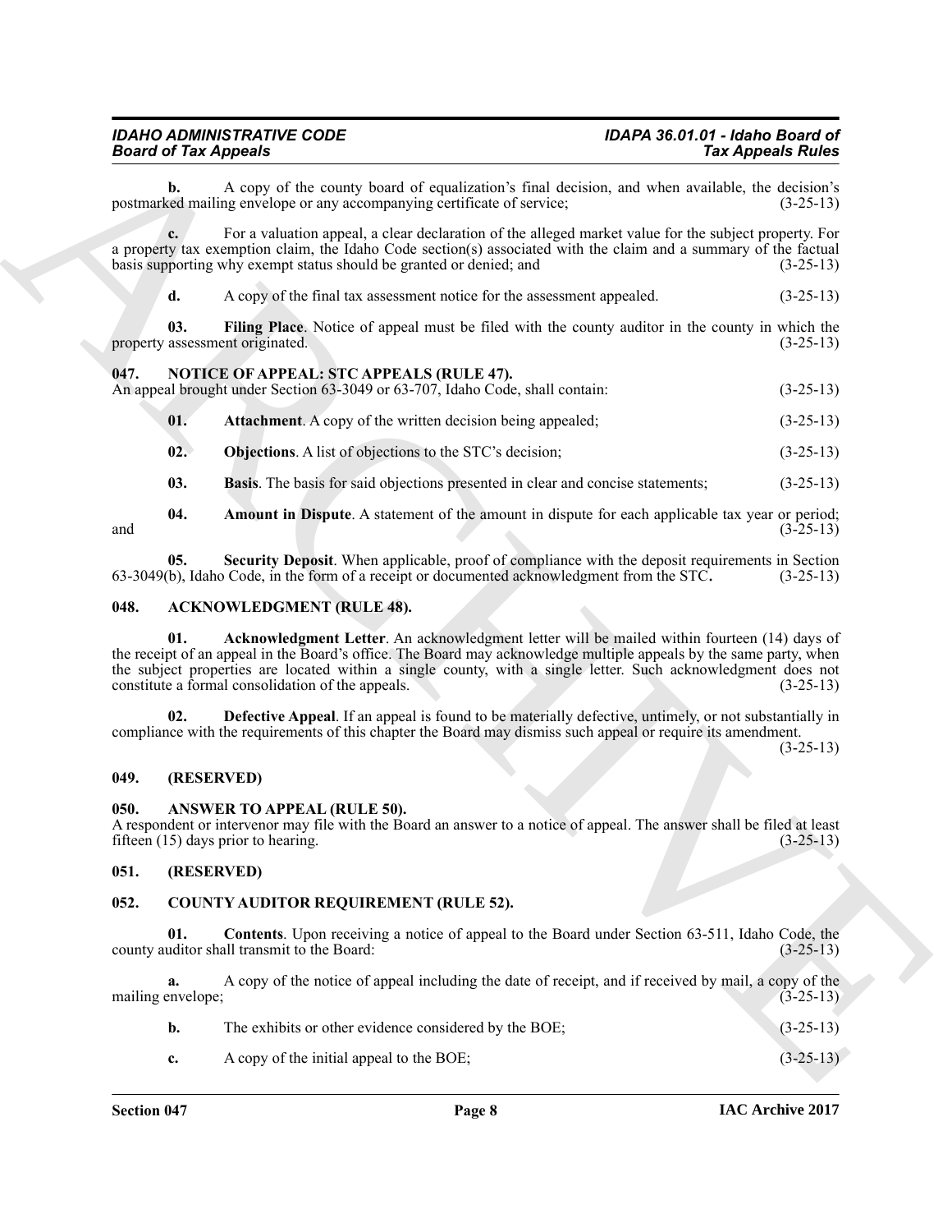**b.** A copy of the county board of equalization's final decision, and when available, the decision's postmarked mailing envelope or any accompanying certificate of service; (3-25-13)

**c.** For a valuation appeal, a clear declaration of the alleged market value for the subject property. For a property tax exemption claim, the Idaho Code section(s) associated with the claim and a summary of the factual basis supporting why exempt status should be granted or denied; and (3-25-13)

**d.** A copy of the final tax assessment notice for the assessment appealed. (3-25-13)

**03. Filing Place**. Notice of appeal must be filed with the county auditor in the county in which the property assessment originated. (3-25-13)

## 047. NOTICE OF APPEAL: STC APPEALS (RULE 47).

An appeal brought under Section 63-3049 or 63-707, Idaho Code, shall contain: (3-25-13)

**01. Attachment**. A copy of the written decision being appealed; (3-25-13)

**02. Objections**. A list of objections to the STC's decision; (3-25-13)

**03. Basis**. The basis for said objections presented in clear and concise statements; (3-25-13)

**04. Amount in Dispute**. A statement of the amount in dispute for each applicable tax year or period; and (3-25-13)

**05. Security Deposit**. When applicable, proof of compliance with the deposit requirements in Section 63-3049(b), Idaho Code, in the form of a receipt or documented acknowledgment from the STC. (3-25-13)

## 048. ACKNOWLEDGMENT (RULE 48).

**01. Acknowledgment Letter**. An acknowledgment letter will be mailed within fourteen (14) days of the receipt of an appeal in the Board's office. The Board may acknowledge multiple appeals by the same party, when the subject properties are located within a single county, with a single letter. Such acknowledgment does not constitute a formal consolidation of the appeals. (3-25-13)

**02. Defective Appeal**. If an appeal is found to be materially defective, untimely, or not substantially in compliance with the requirements of this chapter the Board may dismiss such appeal or require its amendment. (3-25-13)

## 049. (RESERVED)

## 050. ANSWER TO APPEAL (RULE 50).

A respondent or intervenor may file with the Board an answer to a notice of appeal. The answer shall be filed at least fifteen (15) days prior to hearing. (3-25-13)

## 051. (RESERVED)

## 052. COUNTY AUDITOR REQUIREMENT (RULE 52).

**01. Contents**. Upon receiving a notice of appeal to the Board under Section 63-511, Idaho Code, the county auditor shall transmit to the Board: (3-25-13)

**a.** A copy of the notice of appeal including the date of receipt, and if received by mail, a copy of the mailing envelope; (3-25-13)

**b.** The exhibits or other evidence considered by the BOE; (3-25-13)

**c.** A copy of the initial appeal to the BOE; (3-25-13)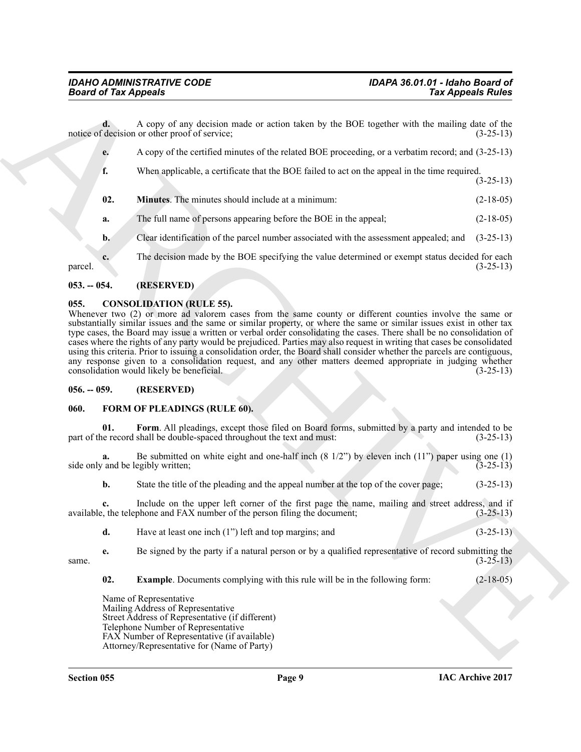**d.** A copy of any decision made or action taken by the BOE together with the mailing date of the notice of decision or other proof of service; (3-25-13)

**e.** A copy of the certified minutes of the related BOE proceeding, or a verbatim record; and (3-25-13)

**f.** When applicable, a certificate that the BOE failed to act on the appeal in the time required. (3-25-13)

**02. Minutes**. The minutes should include at a minimum: (2-18-05)

**a.** The full name of persons appearing before the BOE in the appeal; (2-18-05)

**b.** Clear identification of the parcel number associated with the assessment appealed; and (3-25-13)

**c.** The decision made by the BOE specifying the value determined or exempt status decided for each parcel. (3-25-13)

### 053. -- 054. (RESERVED)

### 055. CONSOLIDATION (RULE 55).

Whenever two (2) or more ad valorem cases from the same county or different counties involve the same or substantially similar issues and the same or similar property, or where the same or similar issues exist in other tax type cases, the Board may issue a written or verbal order consolidating the cases. There shall be no consolidation of cases where the rights of any party would be prejudiced. Parties may also request in writing that cases be consolidated using this criteria. Prior to issuing a consolidation order, the Board shall consider whether the parcels are contiguous, any response given to a consolidation request, and any other matters deemed appropriate in judging whether consolidation would likely be beneficial. (3-25-13)

### 056. -- 059. (RESERVED)

### 060. FORM OF PLEADINGS (RULE 60).

**01. Form**. All pleadings, except those filed on Board forms, submitted by a party and intended to be part of the record shall be double-spaced throughout the text and must: (3-25-13)

**a.** Be submitted on white eight and one-half inch (8 1/2") by eleven inch (11") paper using one (1) side only and be legibly written; (3-25-13)

**b.** State the title of the pleading and the appeal number at the top of the cover page; (3-25-13)

**c.** Include on the upper left corner of the first page the name, mailing and street address, and if available, the telephone and FAX number of the person filing the document; (3-25-13)

**d.** Have at least one inch (1") left and top margins; and (3-25-13)

**e.** Be signed by the party if a natural person or by a qualified representative of record submitting the same. (3-25-13)

**02. Example**. Documents complying with this rule will be in the following form: (2-18-05)

Name of Representative
Mailing Address of Representative
Street Address of Representative (if different)
Telephone Number of Representative
FAX Number of Representative (if available)
Attorney/Representative for (Name of Party)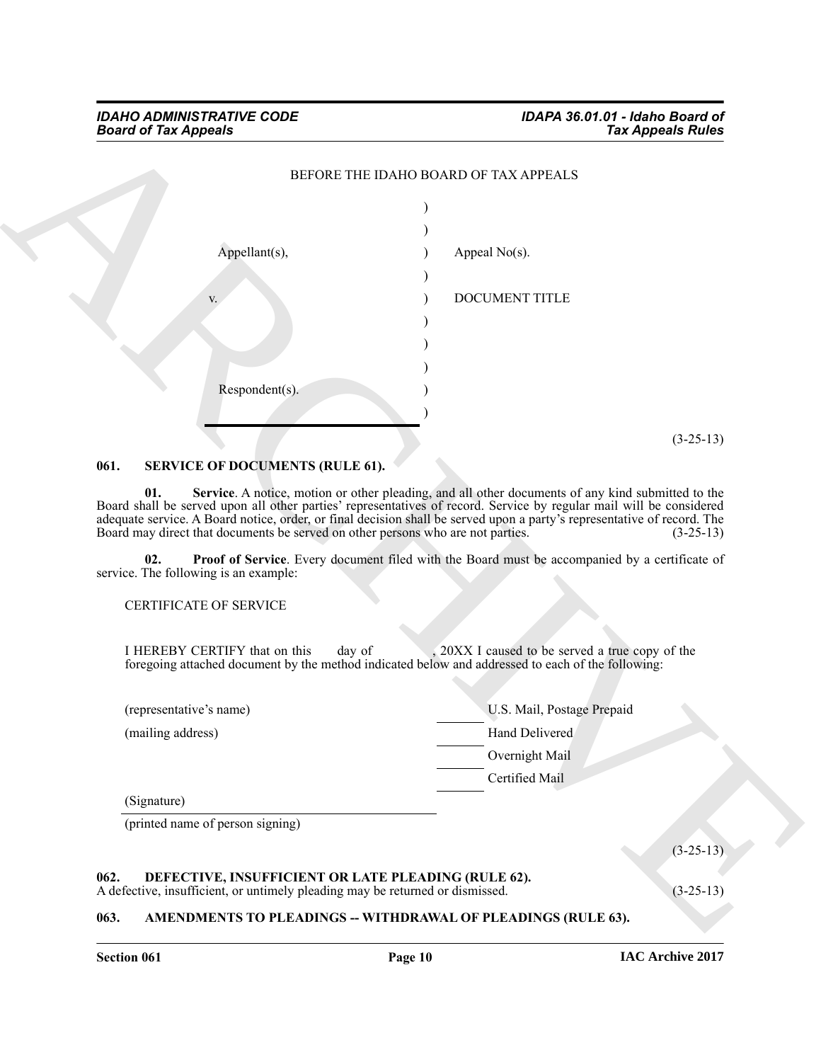BEFORE THE IDAHO BOARD OF TAX APPEALS

| | | |
|---|---|---|
| | ) | |
| | ) | |
| Appellant(s), | ) | Appeal No(s). |
| | ) | |
| v. | ) | DOCUMENT TITLE |
| | ) | |
| | ) | |
| | ) | |
| Respondent(s). | ) | |
| | ) | |

(3-25-13)

## 061. SERVICE OF DOCUMENTS (RULE 61).

**01. Service**. A notice, motion or other pleading, and all other documents of any kind submitted to the Board shall be served upon all other parties' representatives of record. Service by regular mail will be considered adequate service. A Board notice, order, or final decision shall be served upon a party's representative of record. The Board may direct that documents be served on other persons who are not parties. (3-25-13)

**02. Proof of Service**. Every document filed with the Board must be accompanied by a certificate of service. The following is an example:

CERTIFICATE OF SERVICE

I HEREBY CERTIFY that on this ____ day of ________, 20XX I caused to be served a true copy of the foregoing attached document by the method indicated below and addressed to each of the following:

| | | |
|---|---|---|
| (representative's name) | ____ | U.S. Mail, Postage Prepaid |
| (mailing address) | ____ | Hand Delivered |
| | ____ | Overnight Mail |
| | ____ | Certified Mail |

(Signature) ________________________

(printed name of person signing)

(3-25-13)

## 062. DEFECTIVE, INSUFFICIENT OR LATE PLEADING (RULE 62).

A defective, insufficient, or untimely pleading may be returned or dismissed. (3-25-13)

## 063. AMENDMENTS TO PLEADINGS -- WITHDRAWAL OF PLEADINGS (RULE 63).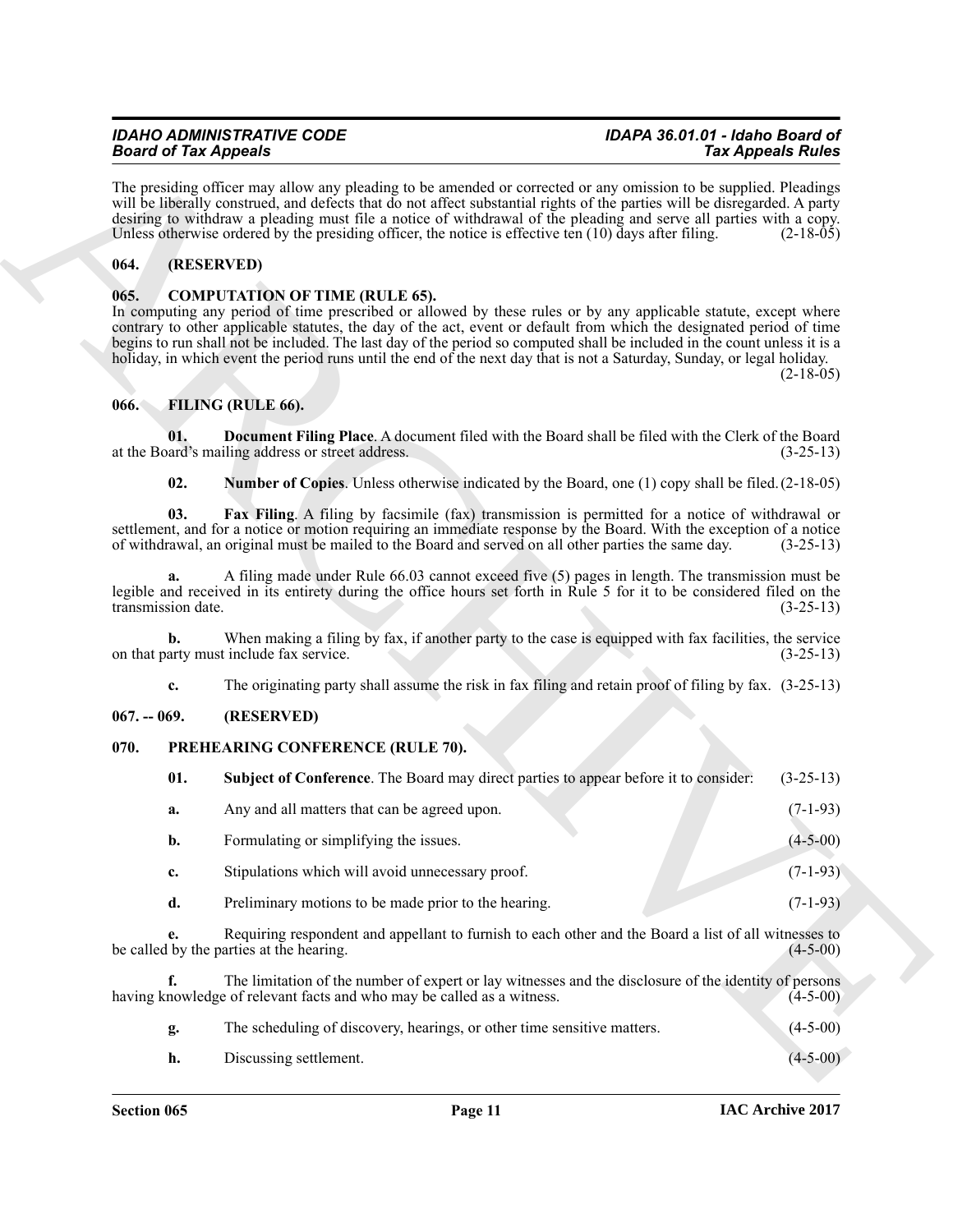The presiding officer may allow any pleading to be amended or corrected or any omission to be supplied. Pleadings will be liberally construed, and defects that do not affect substantial rights of the parties will be disregarded. A party desiring to withdraw a pleading must file a notice of withdrawal of the pleading and serve all parties with a copy. Unless otherwise ordered by the presiding officer, the notice is effective ten (10) days after filing. (2-18-05)

## 064. (RESERVED)

## 065. COMPUTATION OF TIME (RULE 65).

In computing any period of time prescribed or allowed by these rules or by any applicable statute, except where contrary to other applicable statutes, the day of the act, event or default from which the designated period of time begins to run shall not be included. The last day of the period so computed shall be included in the count unless it is a holiday, in which event the period runs until the end of the next day that is not a Saturday, Sunday, or legal holiday. (2-18-05)

## 066. FILING (RULE 66).

**01. Document Filing Place**. A document filed with the Board shall be filed with the Clerk of the Board at the Board's mailing address or street address. (3-25-13)

**02. Number of Copies**. Unless otherwise indicated by the Board, one (1) copy shall be filed. (2-18-05)

**03. Fax Filing**. A filing by facsimile (fax) transmission is permitted for a notice of withdrawal or settlement, and for a notice or motion requiring an immediate response by the Board. With the exception of a notice of withdrawal, an original must be mailed to the Board and served on all other parties the same day. (3-25-13)

**a.** A filing made under Rule 66.03 cannot exceed five (5) pages in length. The transmission must be legible and received in its entirety during the office hours set forth in Rule 5 for it to be considered filed on the transmission date. (3-25-13)

**b.** When making a filing by fax, if another party to the case is equipped with fax facilities, the service on that party must include fax service. (3-25-13)

**c.** The originating party shall assume the risk in fax filing and retain proof of filing by fax. (3-25-13)

## 067. -- 069. (RESERVED)

## 070. PREHEARING CONFERENCE (RULE 70).

**01. Subject of Conference**. The Board may direct parties to appear before it to consider: (3-25-13)

**a.** Any and all matters that can be agreed upon. (7-1-93)

**b.** Formulating or simplifying the issues. (4-5-00)

**c.** Stipulations which will avoid unnecessary proof. (7-1-93)

**d.** Preliminary motions to be made prior to the hearing. (7-1-93)

**e.** Requiring respondent and appellant to furnish to each other and the Board a list of all witnesses to be called by the parties at the hearing. (4-5-00)

**f.** The limitation of the number of expert or lay witnesses and the disclosure of the identity of persons having knowledge of relevant facts and who may be called as a witness. (4-5-00)

**g.** The scheduling of discovery, hearings, or other time sensitive matters. (4-5-00)

**h.** Discussing settlement. (4-5-00)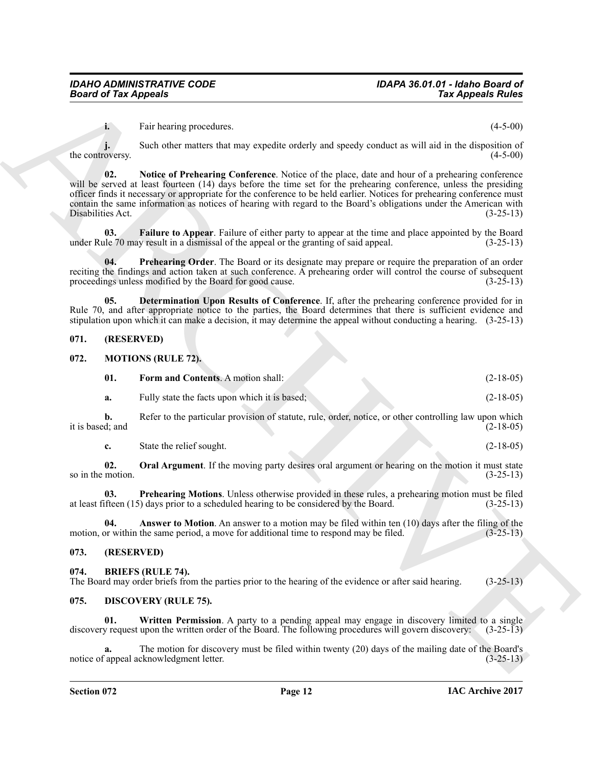**i.** Fair hearing procedures. (4-5-00)

**j.** Such other matters that may expedite orderly and speedy conduct as will aid in the disposition of the controversy. (4-5-00)

**02. Notice of Prehearing Conference**. Notice of the place, date and hour of a prehearing conference will be served at least fourteen (14) days before the time set for the prehearing conference, unless the presiding officer finds it necessary or appropriate for the conference to be held earlier. Notices for prehearing conference must contain the same information as notices of hearing with regard to the Board's obligations under the American with Disabilities Act. (3-25-13)

**03. Failure to Appear**. Failure of either party to appear at the time and place appointed by the Board under Rule 70 may result in a dismissal of the appeal or the granting of said appeal. (3-25-13)

**04. Prehearing Order**. The Board or its designate may prepare or require the preparation of an order reciting the findings and action taken at such conference. A prehearing order will control the course of subsequent proceedings unless modified by the Board for good cause. (3-25-13)

**05. Determination Upon Results of Conference**. If, after the prehearing conference provided for in Rule 70, and after appropriate notice to the parties, the Board determines that there is sufficient evidence and stipulation upon which it can make a decision, it may determine the appeal without conducting a hearing. (3-25-13)

### 071. (RESERVED)

### 072. MOTIONS (RULE 72).

**01. Form and Contents**. A motion shall: (2-18-05)

**a.** Fully state the facts upon which it is based; (2-18-05)

**b.** Refer to the particular provision of statute, rule, order, notice, or other controlling law upon which it is based; and (2-18-05)

**c.** State the relief sought. (2-18-05)

**02. Oral Argument**. If the moving party desires oral argument or hearing on the motion it must state so in the motion. (3-25-13)

**03. Prehearing Motions**. Unless otherwise provided in these rules, a prehearing motion must be filed at least fifteen (15) days prior to a scheduled hearing to be considered by the Board. (3-25-13)

**04. Answer to Motion**. An answer to a motion may be filed within ten (10) days after the filing of the motion, or within the same period, a move for additional time to respond may be filed. (3-25-13)

### 073. (RESERVED)

### 074. BRIEFS (RULE 74).

The Board may order briefs from the parties prior to the hearing of the evidence or after said hearing. (3-25-13)

### 075. DISCOVERY (RULE 75).

**01. Written Permission**. A party to a pending appeal may engage in discovery limited to a single discovery request upon the written order of the Board. The following procedures will govern discovery: (3-25-13)

**a.** The motion for discovery must be filed within twenty (20) days of the mailing date of the Board's notice of appeal acknowledgment letter. (3-25-13)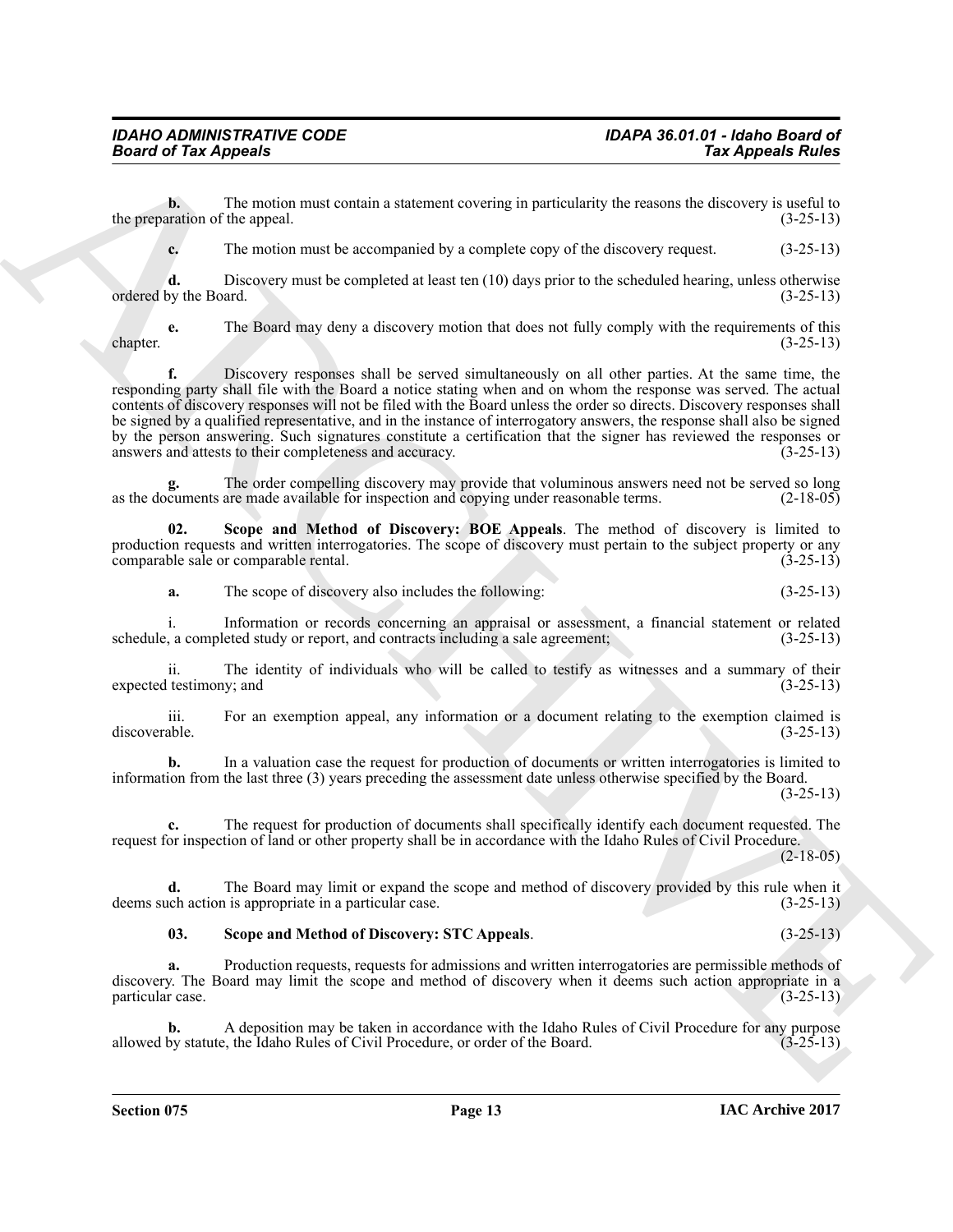**b.** The motion must contain a statement covering in particularity the reasons the discovery is useful to the preparation of the appeal. (3-25-13)

**c.** The motion must be accompanied by a complete copy of the discovery request. (3-25-13)

**d.** Discovery must be completed at least ten (10) days prior to the scheduled hearing, unless otherwise ordered by the Board. (3-25-13)

**e.** The Board may deny a discovery motion that does not fully comply with the requirements of this chapter. (3-25-13)

**f.** Discovery responses shall be served simultaneously on all other parties. At the same time, the responding party shall file with the Board a notice stating when and on whom the response was served. The actual contents of discovery responses will not be filed with the Board unless the order so directs. Discovery responses shall be signed by a qualified representative, and in the instance of interrogatory answers, the response shall also be signed by the person answering. Such signatures constitute a certification that the signer has reviewed the responses or answers and attests to their completeness and accuracy. (3-25-13)

**g.** The order compelling discovery may provide that voluminous answers need not be served so long as the documents are made available for inspection and copying under reasonable terms. (2-18-05)

**02. Scope and Method of Discovery: BOE Appeals**. The method of discovery is limited to production requests and written interrogatories. The scope of discovery must pertain to the subject property or any comparable sale or comparable rental. (3-25-13)

**a.** The scope of discovery also includes the following: (3-25-13)

i. Information or records concerning an appraisal or assessment, a financial statement or related schedule, a completed study or report, and contracts including a sale agreement; (3-25-13)

ii. The identity of individuals who will be called to testify as witnesses and a summary of their expected testimony; and (3-25-13)

iii. For an exemption appeal, any information or a document relating to the exemption claimed is discoverable. (3-25-13)

**b.** In a valuation case the request for production of documents or written interrogatories is limited to information from the last three (3) years preceding the assessment date unless otherwise specified by the Board. (3-25-13)

**c.** The request for production of documents shall specifically identify each document requested. The request for inspection of land or other property shall be in accordance with the Idaho Rules of Civil Procedure. (2-18-05)

**d.** The Board may limit or expand the scope and method of discovery provided by this rule when it deems such action is appropriate in a particular case. (3-25-13)

**03. Scope and Method of Discovery: STC Appeals**. (3-25-13)

**a.** Production requests, requests for admissions and written interrogatories are permissible methods of discovery. The Board may limit the scope and method of discovery when it deems such action appropriate in a particular case. (3-25-13)

**b.** A deposition may be taken in accordance with the Idaho Rules of Civil Procedure for any purpose allowed by statute, the Idaho Rules of Civil Procedure, or order of the Board. (3-25-13)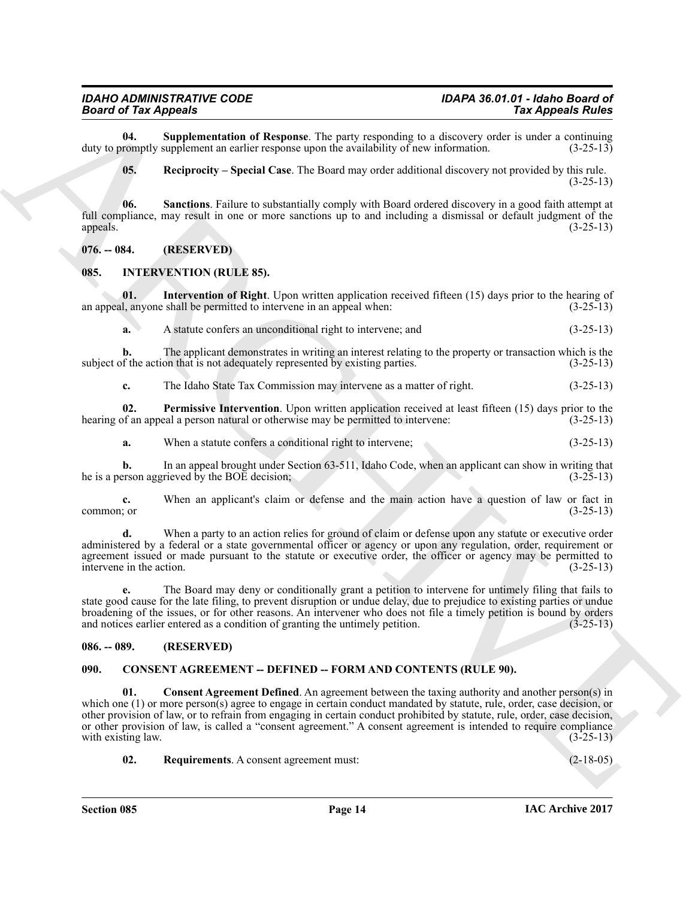**04. Supplementation of Response**. The party responding to a discovery order is under a continuing duty to promptly supplement an earlier response upon the availability of new information. (3-25-13)

**05. Reciprocity – Special Case**. The Board may order additional discovery not provided by this rule. (3-25-13)

**06. Sanctions**. Failure to substantially comply with Board ordered discovery in a good faith attempt at full compliance, may result in one or more sanctions up to and including a dismissal or default judgment of the appeals. (3-25-13)

## 076. -- 084. (RESERVED)

## 085. INTERVENTION (RULE 85).

**01. Intervention of Right**. Upon written application received fifteen (15) days prior to the hearing of an appeal, anyone shall be permitted to intervene in an appeal when: (3-25-13)

**a.** A statute confers an unconditional right to intervene; and (3-25-13)

**b.** The applicant demonstrates in writing an interest relating to the property or transaction which is the subject of the action that is not adequately represented by existing parties. (3-25-13)

**c.** The Idaho State Tax Commission may intervene as a matter of right. (3-25-13)

**02. Permissive Intervention**. Upon written application received at least fifteen (15) days prior to the hearing of an appeal a person natural or otherwise may be permitted to intervene: (3-25-13)

**a.** When a statute confers a conditional right to intervene; (3-25-13)

**b.** In an appeal brought under Section 63-511, Idaho Code, when an applicant can show in writing that he is a person aggrieved by the BOE decision; (3-25-13)

**c.** When an applicant's claim or defense and the main action have a question of law or fact in common; or (3-25-13)

**d.** When a party to an action relies for ground of claim or defense upon any statute or executive order administered by a federal or a state governmental officer or agency or upon any regulation, order, requirement or agreement issued or made pursuant to the statute or executive order, the officer or agency may be permitted to intervene in the action. (3-25-13)

**e.** The Board may deny or conditionally grant a petition to intervene for untimely filing that fails to state good cause for the late filing, to prevent disruption or undue delay, due to prejudice to existing parties or undue broadening of the issues, or for other reasons. An intervener who does not file a timely petition is bound by orders and notices earlier entered as a condition of granting the untimely petition. (3-25-13)

## 086. -- 089. (RESERVED)

## 090. CONSENT AGREEMENT -- DEFINED -- FORM AND CONTENTS (RULE 90).

**01. Consent Agreement Defined**. An agreement between the taxing authority and another person(s) in which one (1) or more person(s) agree to engage in certain conduct mandated by statute, rule, order, case decision, or other provision of law, or to refrain from engaging in certain conduct prohibited by statute, rule, order, case decision, or other provision of law, is called a "consent agreement." A consent agreement is intended to require compliance with existing law. (3-25-13)

**02. Requirements**. A consent agreement must: (2-18-05)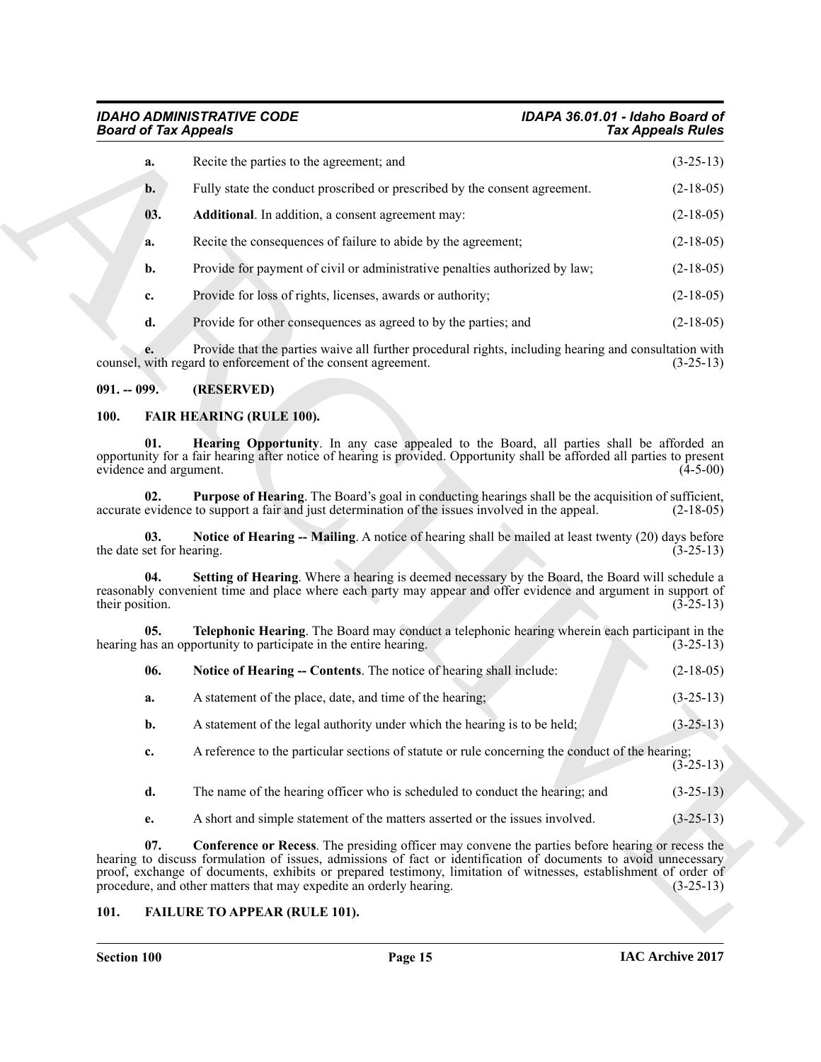**a.** Recite the parties to the agreement; and (3-25-13)

**b.** Fully state the conduct proscribed or prescribed by the consent agreement. (2-18-05)

**03. Additional**. In addition, a consent agreement may: (2-18-05)

**a.** Recite the consequences of failure to abide by the agreement; (2-18-05)

**b.** Provide for payment of civil or administrative penalties authorized by law; (2-18-05)

**c.** Provide for loss of rights, licenses, awards or authority; (2-18-05)

**d.** Provide for other consequences as agreed to by the parties; and (2-18-05)

**e.** Provide that the parties waive all further procedural rights, including hearing and consultation with counsel, with regard to enforcement of the consent agreement. (3-25-13)

### 091. -- 099. (RESERVED)

### 100. FAIR HEARING (RULE 100).

**01. Hearing Opportunity**. In any case appealed to the Board, all parties shall be afforded an opportunity for a fair hearing after notice of hearing is provided. Opportunity shall be afforded all parties to present evidence and argument. (4-5-00)

**02. Purpose of Hearing**. The Board's goal in conducting hearings shall be the acquisition of sufficient, accurate evidence to support a fair and just determination of the issues involved in the appeal. (2-18-05)

**03. Notice of Hearing -- Mailing**. A notice of hearing shall be mailed at least twenty (20) days before the date set for hearing. (3-25-13)

**04. Setting of Hearing**. Where a hearing is deemed necessary by the Board, the Board will schedule a reasonably convenient time and place where each party may appear and offer evidence and argument in support of their position. (3-25-13)

**05. Telephonic Hearing**. The Board may conduct a telephonic hearing wherein each participant in the hearing has an opportunity to participate in the entire hearing. (3-25-13)

**06. Notice of Hearing -- Contents**. The notice of hearing shall include: (2-18-05)

**a.** A statement of the place, date, and time of the hearing; (3-25-13)

**b.** A statement of the legal authority under which the hearing is to be held; (3-25-13)

**c.** A reference to the particular sections of statute or rule concerning the conduct of the hearing; (3-25-13)

**d.** The name of the hearing officer who is scheduled to conduct the hearing; and (3-25-13)

**e.** A short and simple statement of the matters asserted or the issues involved. (3-25-13)

**07. Conference or Recess**. The presiding officer may convene the parties before hearing or recess the hearing to discuss formulation of issues, admissions of fact or identification of documents to avoid unnecessary proof, exchange of documents, exhibits or prepared testimony, limitation of witnesses, establishment of order of procedure, and other matters that may expedite an orderly hearing. (3-25-13)

### 101. FAILURE TO APPEAR (RULE 101).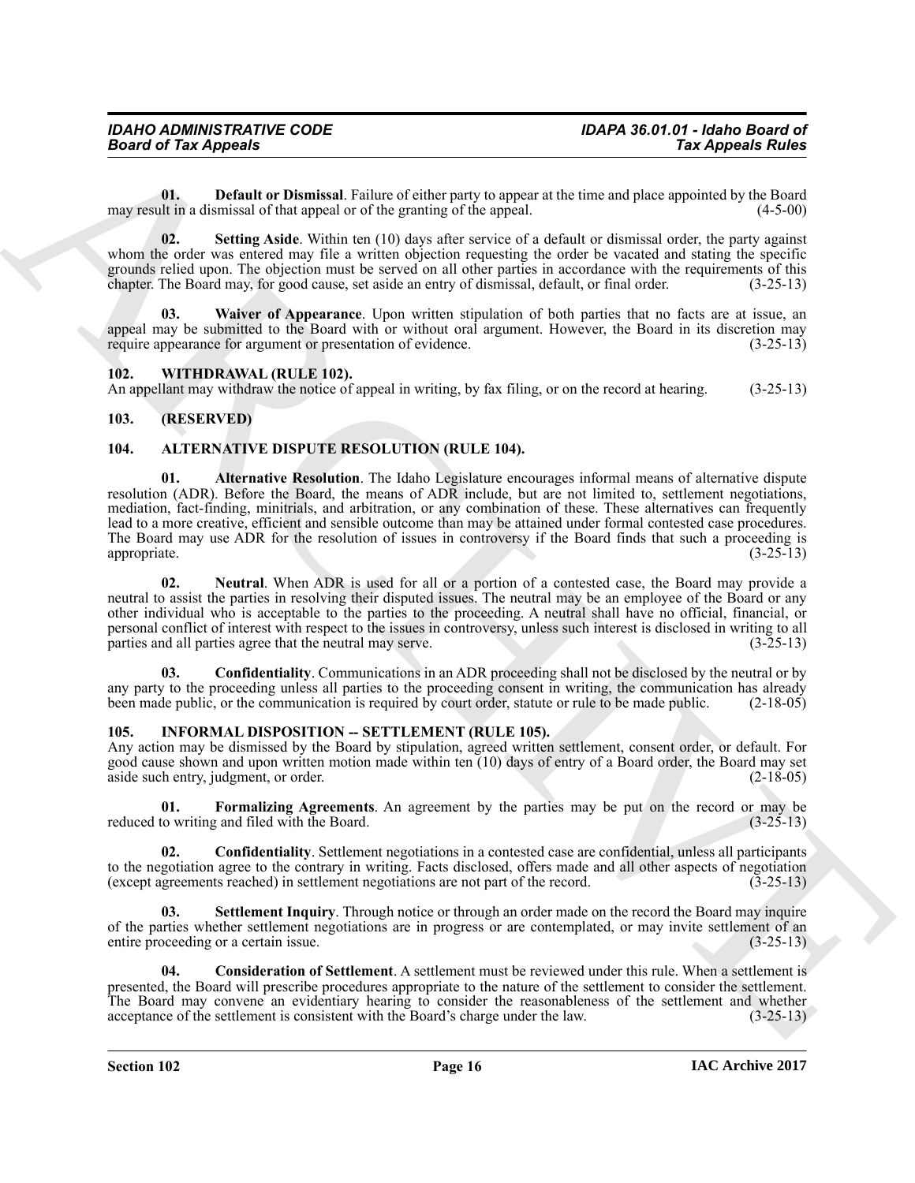**01. Default or Dismissal**. Failure of either party to appear at the time and place appointed by the Board may result in a dismissal of that appeal or of the granting of the appeal. (4-5-00)

**02. Setting Aside**. Within ten (10) days after service of a default or dismissal order, the party against whom the order was entered may file a written objection requesting the order be vacated and stating the specific grounds relied upon. The objection must be served on all other parties in accordance with the requirements of this chapter. The Board may, for good cause, set aside an entry of dismissal, default, or final order. (3-25-13)

**03. Waiver of Appearance**. Upon written stipulation of both parties that no facts are at issue, an appeal may be submitted to the Board with or without oral argument. However, the Board in its discretion may require appearance for argument or presentation of evidence. (3-25-13)

## 102. WITHDRAWAL (RULE 102).

An appellant may withdraw the notice of appeal in writing, by fax filing, or on the record at hearing. (3-25-13)

## 103. (RESERVED)

## 104. ALTERNATIVE DISPUTE RESOLUTION (RULE 104).

**01. Alternative Resolution**. The Idaho Legislature encourages informal means of alternative dispute resolution (ADR). Before the Board, the means of ADR include, but are not limited to, settlement negotiations, mediation, fact-finding, minitrials, and arbitration, or any combination of these. These alternatives can frequently lead to a more creative, efficient and sensible outcome than may be attained under formal contested case procedures. The Board may use ADR for the resolution of issues in controversy if the Board finds that such a proceeding is appropriate. (3-25-13)

**02. Neutral**. When ADR is used for all or a portion of a contested case, the Board may provide a neutral to assist the parties in resolving their disputed issues. The neutral may be an employee of the Board or any other individual who is acceptable to the parties to the proceeding. A neutral shall have no official, financial, or personal conflict of interest with respect to the issues in controversy, unless such interest is disclosed in writing to all parties and all parties agree that the neutral may serve. (3-25-13)

**03. Confidentiality**. Communications in an ADR proceeding shall not be disclosed by the neutral or by any party to the proceeding unless all parties to the proceeding consent in writing, the communication has already been made public, or the communication is required by court order, statute or rule to be made public. (2-18-05)

## 105. INFORMAL DISPOSITION -- SETTLEMENT (RULE 105).

Any action may be dismissed by the Board by stipulation, agreed written settlement, consent order, or default. For good cause shown and upon written motion made within ten (10) days of entry of a Board order, the Board may set aside such entry, judgment, or order. (2-18-05)

**01. Formalizing Agreements**. An agreement by the parties may be put on the record or may be reduced to writing and filed with the Board. (3-25-13)

**02. Confidentiality**. Settlement negotiations in a contested case are confidential, unless all participants to the negotiation agree to the contrary in writing. Facts disclosed, offers made and all other aspects of negotiation (except agreements reached) in settlement negotiations are not part of the record. (3-25-13)

**03. Settlement Inquiry**. Through notice or through an order made on the record the Board may inquire of the parties whether settlement negotiations are in progress or are contemplated, or may invite settlement of an entire proceeding or a certain issue. (3-25-13)

**04. Consideration of Settlement**. A settlement must be reviewed under this rule. When a settlement is presented, the Board will prescribe procedures appropriate to the nature of the settlement to consider the settlement. The Board may convene an evidentiary hearing to consider the reasonableness of the settlement and whether acceptance of the settlement is consistent with the Board's charge under the law. (3-25-13)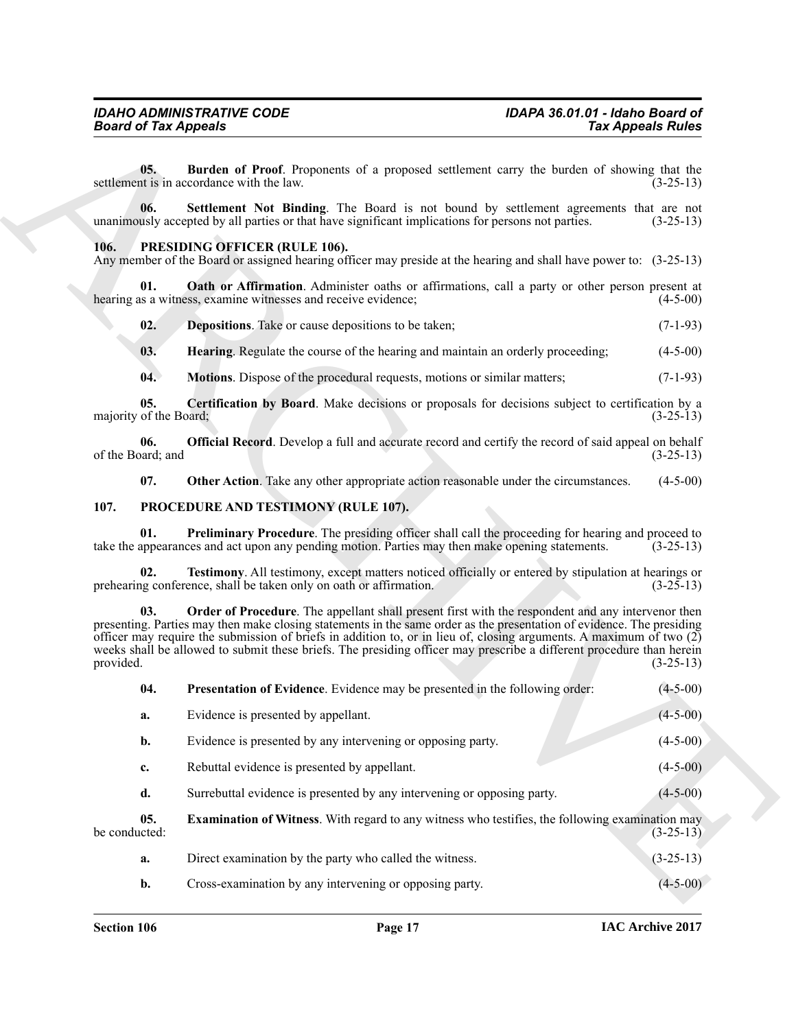**05. Burden of Proof**. Proponents of a proposed settlement carry the burden of showing that the settlement is in accordance with the law. (3-25-13)

**06. Settlement Not Binding**. The Board is not bound by settlement agreements that are not unanimously accepted by all parties or that have significant implications for persons not parties. (3-25-13)

## 106. PRESIDING OFFICER (RULE 106).

Any member of the Board or assigned hearing officer may preside at the hearing and shall have power to: (3-25-13)

**01. Oath or Affirmation**. Administer oaths or affirmations, call a party or other person present at hearing as a witness, examine witnesses and receive evidence; (4-5-00)

**02. Depositions**. Take or cause depositions to be taken; (7-1-93)

**03. Hearing**. Regulate the course of the hearing and maintain an orderly proceeding; (4-5-00)

**04. Motions**. Dispose of the procedural requests, motions or similar matters; (7-1-93)

**05. Certification by Board**. Make decisions or proposals for decisions subject to certification by a majority of the Board; (3-25-13)

**06. Official Record**. Develop a full and accurate record and certify the record of said appeal on behalf of the Board; and (3-25-13)

**07. Other Action**. Take any other appropriate action reasonable under the circumstances. (4-5-00)

## 107. PROCEDURE AND TESTIMONY (RULE 107).

**01. Preliminary Procedure**. The presiding officer shall call the proceeding for hearing and proceed to take the appearances and act upon any pending motion. Parties may then make opening statements. (3-25-13)

**02. Testimony**. All testimony, except matters noticed officially or entered by stipulation at hearings or prehearing conference, shall be taken only on oath or affirmation. (3-25-13)

**03. Order of Procedure**. The appellant shall present first with the respondent and any intervenor then presenting. Parties may then make closing statements in the same order as the presentation of evidence. The presiding officer may require the submission of briefs in addition to, or in lieu of, closing arguments. A maximum of two (2) weeks shall be allowed to submit these briefs. The presiding officer may prescribe a different procedure than herein provided. (3-25-13)

**04. Presentation of Evidence**. Evidence may be presented in the following order: (4-5-00)

**a.** Evidence is presented by appellant. (4-5-00)

**b.** Evidence is presented by any intervening or opposing party. (4-5-00)

**c.** Rebuttal evidence is presented by appellant. (4-5-00)

**d.** Surrebuttal evidence is presented by any intervening or opposing party. (4-5-00)

**05. Examination of Witness**. With regard to any witness who testifies, the following examination may be conducted: (3-25-13)

**a.** Direct examination by the party who called the witness. (3-25-13)

**b.** Cross-examination by any intervening or opposing party. (4-5-00)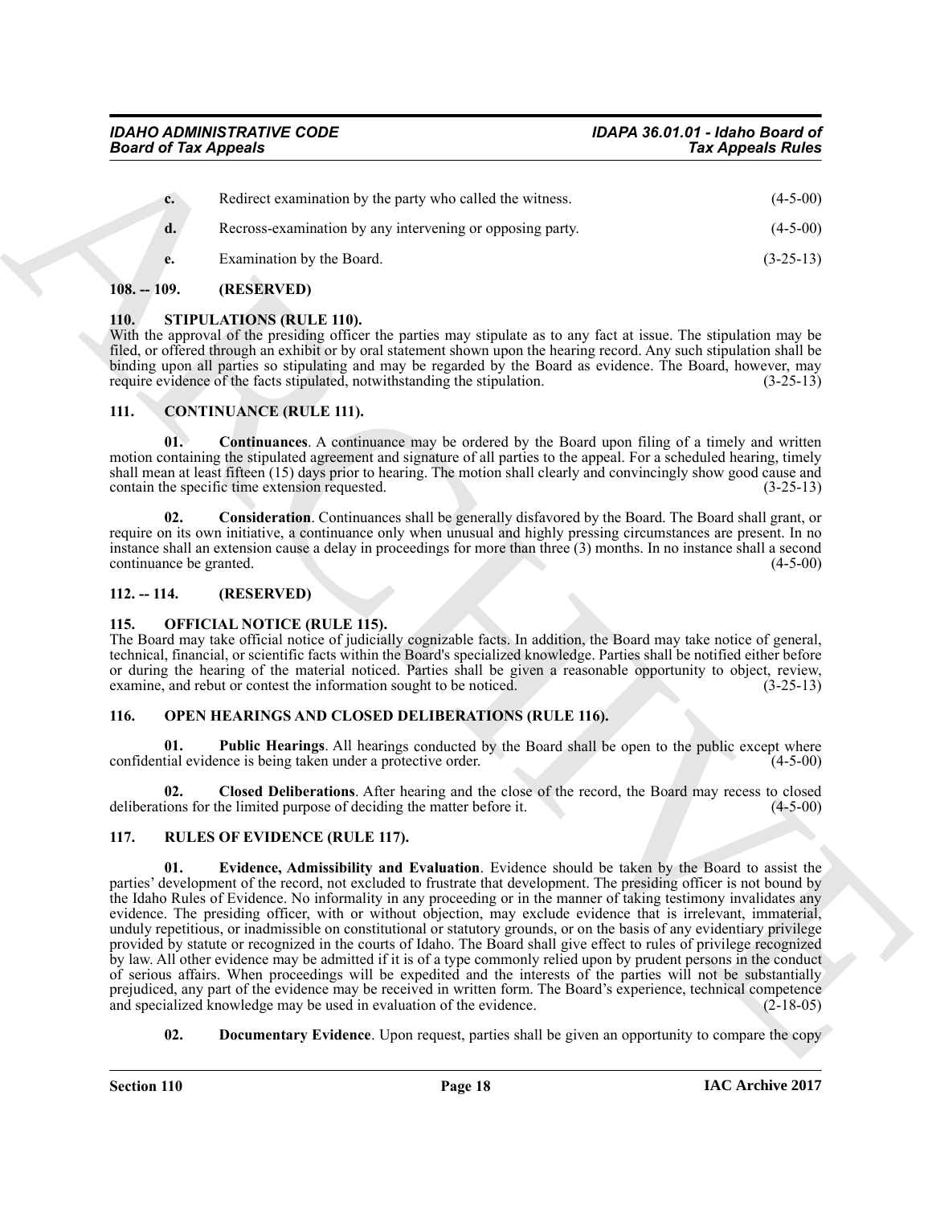**c.** Redirect examination by the party who called the witness. (4-5-00)

**d.** Recross-examination by any intervening or opposing party. (4-5-00)

**e.** Examination by the Board. (3-25-13)

## 108. -- 109. (RESERVED)

## 110. STIPULATIONS (RULE 110).

With the approval of the presiding officer the parties may stipulate as to any fact at issue. The stipulation may be filed, or offered through an exhibit or by oral statement shown upon the hearing record. Any such stipulation shall be binding upon all parties so stipulating and may be regarded by the Board as evidence. The Board, however, may require evidence of the facts stipulated, notwithstanding the stipulation. (3-25-13)

## 111. CONTINUANCE (RULE 111).

**01. Continuances**. A continuance may be ordered by the Board upon filing of a timely and written motion containing the stipulated agreement and signature of all parties to the appeal. For a scheduled hearing, timely shall mean at least fifteen (15) days prior to hearing. The motion shall clearly and convincingly show good cause and contain the specific time extension requested. (3-25-13)

**02. Consideration**. Continuances shall be generally disfavored by the Board. The Board shall grant, or require on its own initiative, a continuance only when unusual and highly pressing circumstances are present. In no instance shall an extension cause a delay in proceedings for more than three (3) months. In no instance shall a second continuance be granted. (4-5-00)

## 112. -- 114. (RESERVED)

## 115. OFFICIAL NOTICE (RULE 115).

The Board may take official notice of judicially cognizable facts. In addition, the Board may take notice of general, technical, financial, or scientific facts within the Board's specialized knowledge. Parties shall be notified either before or during the hearing of the material noticed. Parties shall be given a reasonable opportunity to object, review, examine, and rebut or contest the information sought to be noticed. (3-25-13)

## 116. OPEN HEARINGS AND CLOSED DELIBERATIONS (RULE 116).

**01. Public Hearings**. All hearings conducted by the Board shall be open to the public except where confidential evidence is being taken under a protective order. (4-5-00)

**02. Closed Deliberations**. After hearing and the close of the record, the Board may recess to closed deliberations for the limited purpose of deciding the matter before it. (4-5-00)

## 117. RULES OF EVIDENCE (RULE 117).

**01. Evidence, Admissibility and Evaluation**. Evidence should be taken by the Board to assist the parties' development of the record, not excluded to frustrate that development. The presiding officer is not bound by the Idaho Rules of Evidence. No informality in any proceeding or in the manner of taking testimony invalidates any evidence. The presiding officer, with or without objection, may exclude evidence that is irrelevant, immaterial, unduly repetitious, or inadmissible on constitutional or statutory grounds, or on the basis of any evidentiary privilege provided by statute or recognized in the courts of Idaho. The Board shall give effect to rules of privilege recognized by law. All other evidence may be admitted if it is of a type commonly relied upon by prudent persons in the conduct of serious affairs. When proceedings will be expedited and the interests of the parties will not be substantially prejudiced, any part of the evidence may be received in written form. The Board's experience, technical competence and specialized knowledge may be used in evaluation of the evidence. (2-18-05)

**02. Documentary Evidence**. Upon request, parties shall be given an opportunity to compare the copy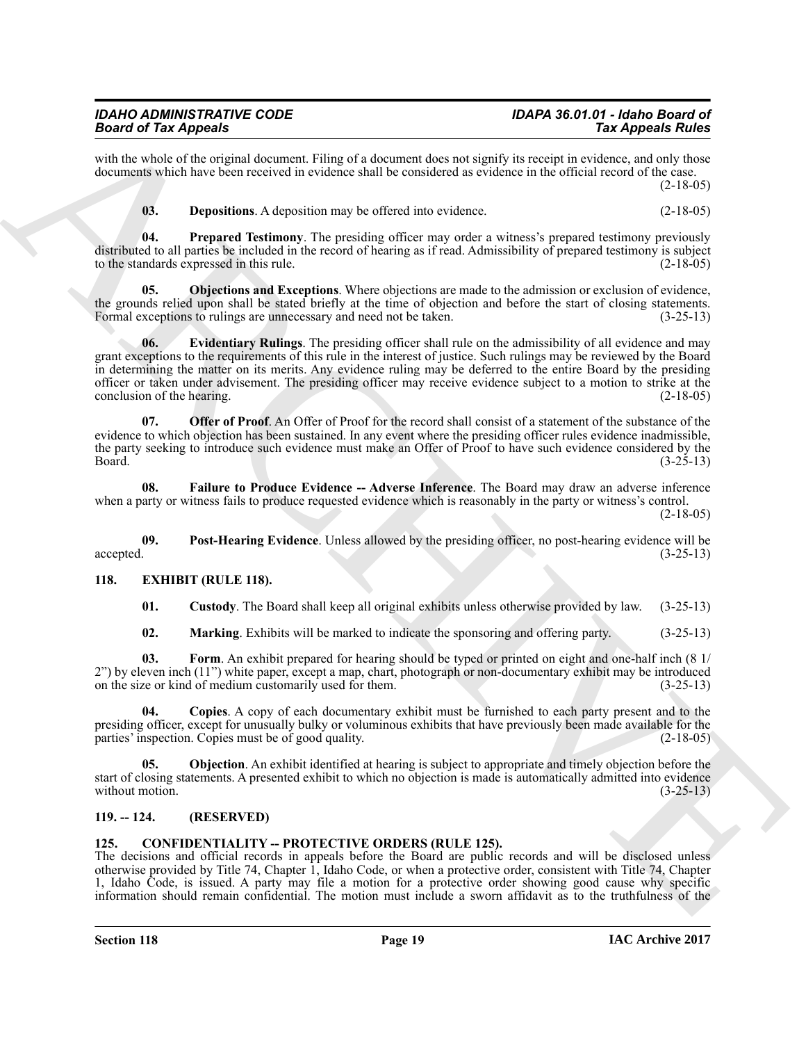with the whole of the original document. Filing of a document does not signify its receipt in evidence, and only those documents which have been received in evidence shall be considered as evidence in the official record of the case. (2-18-05)

**03. Depositions**. A deposition may be offered into evidence. (2-18-05)

**04. Prepared Testimony**. The presiding officer may order a witness's prepared testimony previously distributed to all parties be included in the record of hearing as if read. Admissibility of prepared testimony is subject to the standards expressed in this rule. (2-18-05)

**05. Objections and Exceptions**. Where objections are made to the admission or exclusion of evidence, the grounds relied upon shall be stated briefly at the time of objection and before the start of closing statements. Formal exceptions to rulings are unnecessary and need not be taken. (3-25-13)

**06. Evidentiary Rulings**. The presiding officer shall rule on the admissibility of all evidence and may grant exceptions to the requirements of this rule in the interest of justice. Such rulings may be reviewed by the Board in determining the matter on its merits. Any evidence ruling may be deferred to the entire Board by the presiding officer or taken under advisement. The presiding officer may receive evidence subject to a motion to strike at the conclusion of the hearing. (2-18-05)

**07. Offer of Proof**. An Offer of Proof for the record shall consist of a statement of the substance of the evidence to which objection has been sustained. In any event where the presiding officer rules evidence inadmissible, the party seeking to introduce such evidence must make an Offer of Proof to have such evidence considered by the Board. (3-25-13)

**08. Failure to Produce Evidence -- Adverse Inference**. The Board may draw an adverse inference when a party or witness fails to produce requested evidence which is reasonably in the party or witness's control. (2-18-05)

**09. Post-Hearing Evidence**. Unless allowed by the presiding officer, no post-hearing evidence will be accepted. (3-25-13)

## 118. EXHIBIT (RULE 118).

**01. Custody**. The Board shall keep all original exhibits unless otherwise provided by law. (3-25-13)

**02. Marking**. Exhibits will be marked to indicate the sponsoring and offering party. (3-25-13)

**03. Form**. An exhibit prepared for hearing should be typed or printed on eight and one-half inch (8 1/2") by eleven inch (11") white paper, except a map, chart, photograph or non-documentary exhibit may be introduced on the size or kind of medium customarily used for them. (3-25-13)

**04. Copies**. A copy of each documentary exhibit must be furnished to each party present and to the presiding officer, except for unusually bulky or voluminous exhibits that have previously been made available for the parties' inspection. Copies must be of good quality. (2-18-05)

**05. Objection**. An exhibit identified at hearing is subject to appropriate and timely objection before the start of closing statements. A presented exhibit to which no objection is made is automatically admitted into evidence without motion. (3-25-13)

## 119. -- 124. (RESERVED)

## 125. CONFIDENTIALITY -- PROTECTIVE ORDERS (RULE 125).

The decisions and official records in appeals before the Board are public records and will be disclosed unless otherwise provided by Title 74, Chapter 1, Idaho Code, or when a protective order, consistent with Title 74, Chapter 1, Idaho Code, is issued. A party may file a motion for a protective order showing good cause why specific information should remain confidential. The motion must include a sworn affidavit as to the truthfulness of the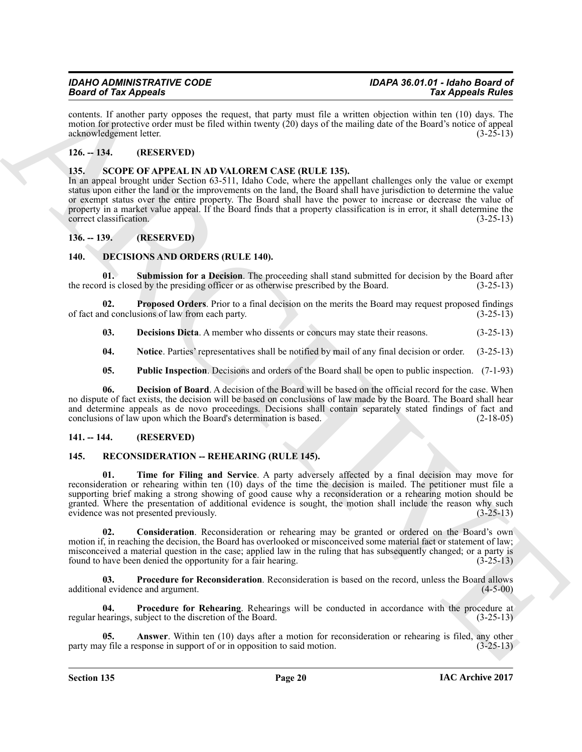contents. If another party opposes the request, that party must file a written objection within ten (10) days. The motion for protective order must be filed within twenty (20) days of the mailing date of the Board's notice of appeal acknowledgement letter. (3-25-13)

## 126. -- 134. (RESERVED)

## 135. SCOPE OF APPEAL IN AD VALOREM CASE (RULE 135).

In an appeal brought under Section 63-511, Idaho Code, where the appellant challenges only the value or exempt status upon either the land or the improvements on the land, the Board shall have jurisdiction to determine the value or exempt status over the entire property. The Board shall have the power to increase or decrease the value of property in a market value appeal. If the Board finds that a property classification is in error, it shall determine the correct classification. (3-25-13)

## 136. -- 139. (RESERVED)

## 140. DECISIONS AND ORDERS (RULE 140).

**01. Submission for a Decision**. The proceeding shall stand submitted for decision by the Board after the record is closed by the presiding officer or as otherwise prescribed by the Board. (3-25-13)

**02. Proposed Orders**. Prior to a final decision on the merits the Board may request proposed findings of fact and conclusions of law from each party. (3-25-13)

**03. Decisions Dicta**. A member who dissents or concurs may state their reasons. (3-25-13)

**04. Notice**. Parties' representatives shall be notified by mail of any final decision or order. (3-25-13)

**05. Public Inspection**. Decisions and orders of the Board shall be open to public inspection. (7-1-93)

**06. Decision of Board**. A decision of the Board will be based on the official record for the case. When no dispute of fact exists, the decision will be based on conclusions of law made by the Board. The Board shall hear and determine appeals as de novo proceedings. Decisions shall contain separately stated findings of fact and conclusions of law upon which the Board's determination is based. (2-18-05)

## 141. -- 144. (RESERVED)

## 145. RECONSIDERATION -- REHEARING (RULE 145).

**01. Time for Filing and Service**. A party adversely affected by a final decision may move for reconsideration or rehearing within ten (10) days of the time the decision is mailed. The petitioner must file a supporting brief making a strong showing of good cause why a reconsideration or a rehearing motion should be granted. Where the presentation of additional evidence is sought, the motion shall include the reason why such evidence was not presented previously. (3-25-13)

**02. Consideration**. Reconsideration or rehearing may be granted or ordered on the Board's own motion if, in reaching the decision, the Board has overlooked or misconceived some material fact or statement of law; misconceived a material question in the case; applied law in the ruling that has subsequently changed; or a party is found to have been denied the opportunity for a fair hearing. (3-25-13)

**03. Procedure for Reconsideration**. Reconsideration is based on the record, unless the Board allows additional evidence and argument. (4-5-00)

**04. Procedure for Rehearing**. Rehearings will be conducted in accordance with the procedure at regular hearings, subject to the discretion of the Board. (3-25-13)

**05. Answer**. Within ten (10) days after a motion for reconsideration or rehearing is filed, any other party may file a response in support of or in opposition to said motion. (3-25-13)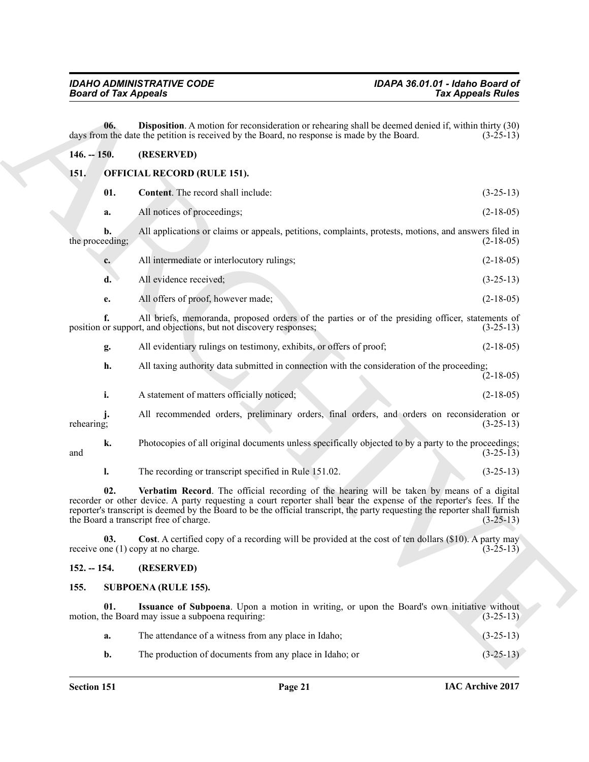**06. Disposition**. A motion for reconsideration or rehearing shall be deemed denied if, within thirty (30) days from the date the petition is received by the Board, no response is made by the Board. (3-25-13)

## 146. -- 150. (RESERVED)

## 151. OFFICIAL RECORD (RULE 151).

**01. Content**. The record shall include: (3-25-13)

a. All notices of proceedings; (2-18-05)

b. All applications or claims or appeals, petitions, complaints, protests, motions, and answers filed in the proceeding; (2-18-05)

c. All intermediate or interlocutory rulings; (2-18-05)

d. All evidence received; (3-25-13)

e. All offers of proof, however made; (2-18-05)

f. All briefs, memoranda, proposed orders of the parties or of the presiding officer, statements of position or support, and objections, but not discovery responses; (3-25-13)

g. All evidentiary rulings on testimony, exhibits, or offers of proof; (2-18-05)

h. All taxing authority data submitted in connection with the consideration of the proceeding; (2-18-05)

i. A statement of matters officially noticed; (2-18-05)

j. All recommended orders, preliminary orders, final orders, and orders on reconsideration or rehearing; (3-25-13)

k. Photocopies of all original documents unless specifically objected to by a party to the proceedings; and (3-25-13)

l. The recording or transcript specified in Rule 151.02. (3-25-13)

**02. Verbatim Record**. The official recording of the hearing will be taken by means of a digital recorder or other device. A party requesting a court reporter shall bear the expense of the reporter's fees. If the reporter's transcript is deemed by the Board to be the official transcript, the party requesting the reporter shall furnish the Board a transcript free of charge. (3-25-13)

**03. Cost**. A certified copy of a recording will be provided at the cost of ten dollars ($10). A party may receive one (1) copy at no charge. (3-25-13)

## 152. -- 154. (RESERVED)

## 155. SUBPOENA (RULE 155).

**01. Issuance of Subpoena**. Upon a motion in writing, or upon the Board's own initiative without motion, the Board may issue a subpoena requiring: (3-25-13)

a. The attendance of a witness from any place in Idaho; (3-25-13)

b. The production of documents from any place in Idaho; or (3-25-13)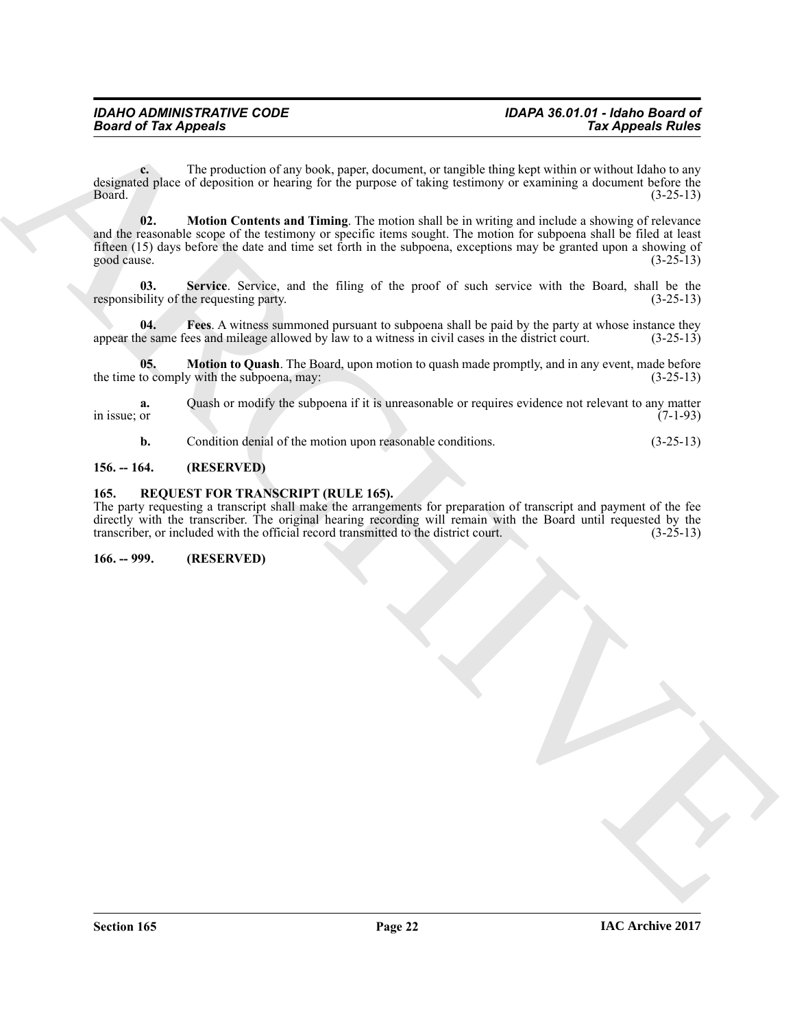**c.** The production of any book, paper, document, or tangible thing kept within or without Idaho to any designated place of deposition or hearing for the purpose of taking testimony or examining a document before the Board. (3-25-13)

**02. Motion Contents and Timing**. The motion shall be in writing and include a showing of relevance and the reasonable scope of the testimony or specific items sought. The motion for subpoena shall be filed at least fifteen (15) days before the date and time set forth in the subpoena, exceptions may be granted upon a showing of good cause. (3-25-13)

**03. Service**. Service, and the filing of the proof of such service with the Board, shall be the responsibility of the requesting party. (3-25-13)

**04. Fees**. A witness summoned pursuant to subpoena shall be paid by the party at whose instance they appear the same fees and mileage allowed by law to a witness in civil cases in the district court. (3-25-13)

**05. Motion to Quash**. The Board, upon motion to quash made promptly, and in any event, made before the time to comply with the subpoena, may: (3-25-13)

**a.** Quash or modify the subpoena if it is unreasonable or requires evidence not relevant to any matter in issue; or (7-1-93)

**b.** Condition denial of the motion upon reasonable conditions. (3-25-13)

### 156. -- 164. (RESERVED)

### 165. REQUEST FOR TRANSCRIPT (RULE 165).

The party requesting a transcript shall make the arrangements for preparation of transcript and payment of the fee directly with the transcriber. The original hearing recording will remain with the Board until requested by the transcriber, or included with the official record transmitted to the district court. (3-25-13)

### 166. -- 999. (RESERVED)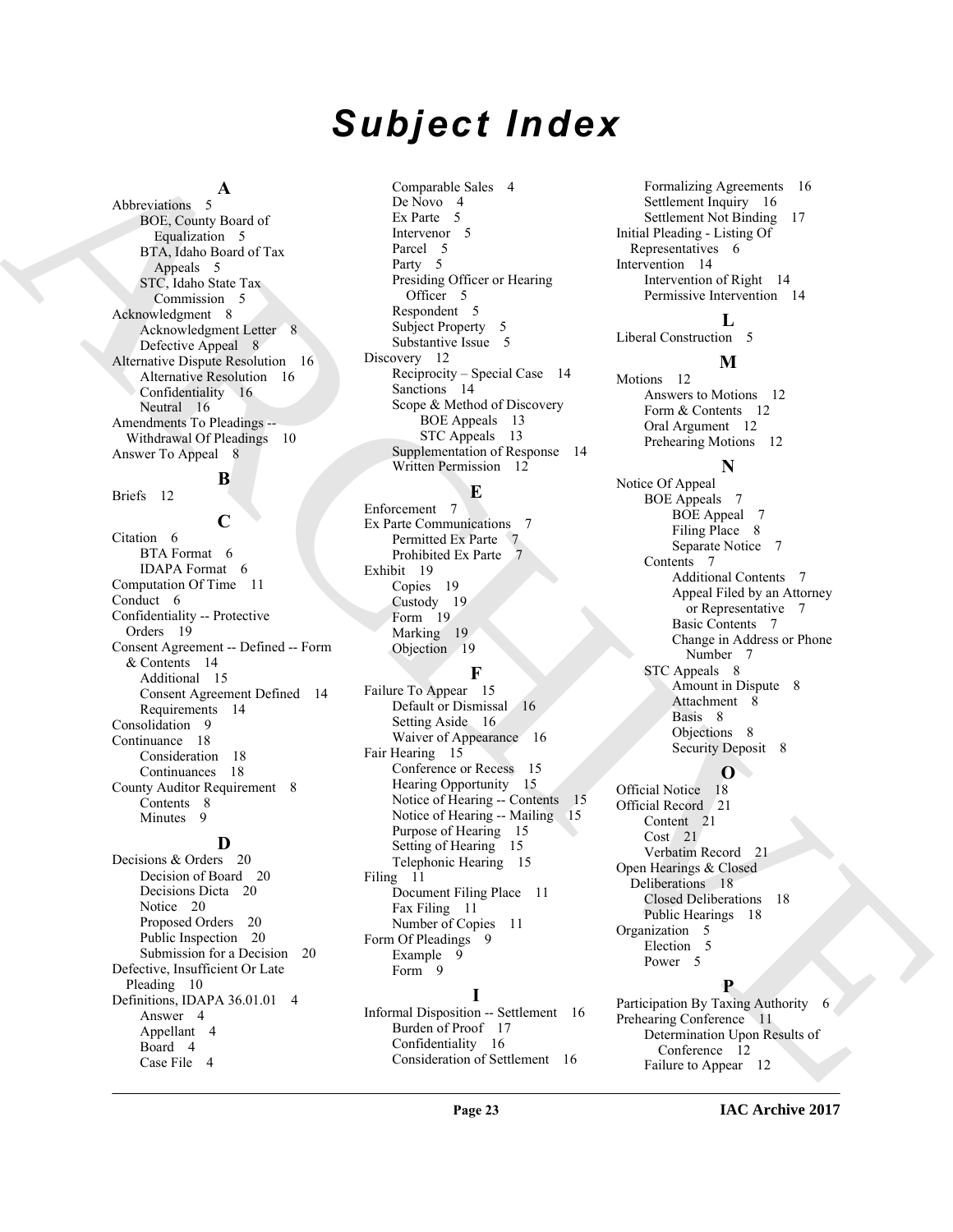# Subject Index

**A**

Abbreviations 5
- BOE, County Board of Equalization 5
- BTA, Idaho Board of Tax Appeals 5
- STC, Idaho State Tax Commission 5

Acknowledgment 8
- Acknowledgment Letter 8
- Defective Appeal 8

Alternative Dispute Resolution 16
- Alternative Resolution 16
- Confidentiality 16
- Neutral 16

Amendments To Pleadings -- Withdrawal Of Pleadings 10

Answer To Appeal 8

**B**

Briefs 12

**C**

Citation 6
- BTA Format 6
- IDAPA Format 6

Computation Of Time 11

Conduct 6

Confidentiality -- Protective Orders 19

Consent Agreement -- Defined -- Form & Contents 14
- Additional 15
- Consent Agreement Defined 14
- Requirements 14

Consolidation 9

Continuance 18
- Consideration 18
- Continuances 18

County Auditor Requirement 8
- Contents 8
- Minutes 9

**D**

Decisions & Orders 20
- Decision of Board 20
- Decisions Dicta 20
- Notice 20
- Proposed Orders 20
- Public Inspection 20
- Submission for a Decision 20

Defective, Insufficient Or Late Pleading 10

Definitions, IDAPA 36.01.01 4
- Answer 4
- Appellant 4
- Board 4
- Case File 4
- Comparable Sales 4
- De Novo 4
- Ex Parte 5
- Intervenor 5
- Parcel 5
- Party 5
- Presiding Officer or Hearing Officer 5
- Respondent 5
- Subject Property 5
- Substantive Issue 5

Discovery 12
- Reciprocity – Special Case 14
- Sanctions 14
- Scope & Method of Discovery
  - BOE Appeals 13
  - STC Appeals 13
- Supplementation of Response 14
- Written Permission 12

**E**

Enforcement 7

Ex Parte Communications 7
- Permitted Ex Parte 7
- Prohibited Ex Parte 7

Exhibit 19
- Copies 19
- Custody 19
- Form 19
- Marking 19
- Objection 19

**F**

Failure To Appear 15
- Default or Dismissal 16
- Setting Aside 16
- Waiver of Appearance 16

Fair Hearing 15
- Conference or Recess 15
- Hearing Opportunity 15
- Notice of Hearing -- Contents 15
- Notice of Hearing -- Mailing 15
- Purpose of Hearing 15
- Setting of Hearing 15
- Telephonic Hearing 15

Filing 11
- Document Filing Place 11
- Fax Filing 11
- Number of Copies 11

Form Of Pleadings 9
- Example 9
- Form 9

**I**

Informal Disposition -- Settlement 16
- Burden of Proof 17
- Confidentiality 16
- Consideration of Settlement 16
- Formalizing Agreements 16
- Settlement Inquiry 16
- Settlement Not Binding 17

Initial Pleading - Listing Of Representatives 6

Intervention 14
- Intervention of Right 14
- Permissive Intervention 14

**L**

Liberal Construction 5

**M**

Motions 12
- Answers to Motions 12
- Form & Contents 12
- Oral Argument 12
- Prehearing Motions 12

**N**

Notice Of Appeal
- BOE Appeals 7
  - BOE Appeal 7
  - Filing Place 8
  - Separate Notice 7
- Contents 7
  - Additional Contents 7
  - Appeal Filed by an Attorney or Representative 7
  - Basic Contents 7
  - Change in Address or Phone Number 7
- STC Appeals 8
  - Amount in Dispute 8
  - Attachment 8
  - Basis 8
  - Objections 8
  - Security Deposit 8

**O**

Official Notice 18

Official Record 21
- Content 21
- Cost 21
- Verbatim Record 21

Open Hearings & Closed Deliberations 18
- Closed Deliberations 18
- Public Hearings 18

Organization 5
- Election 5
- Power 5

**P**

Participation By Taxing Authority 6

Prehearing Conference 11
- Determination Upon Results of Conference 12
- Failure to Appear 12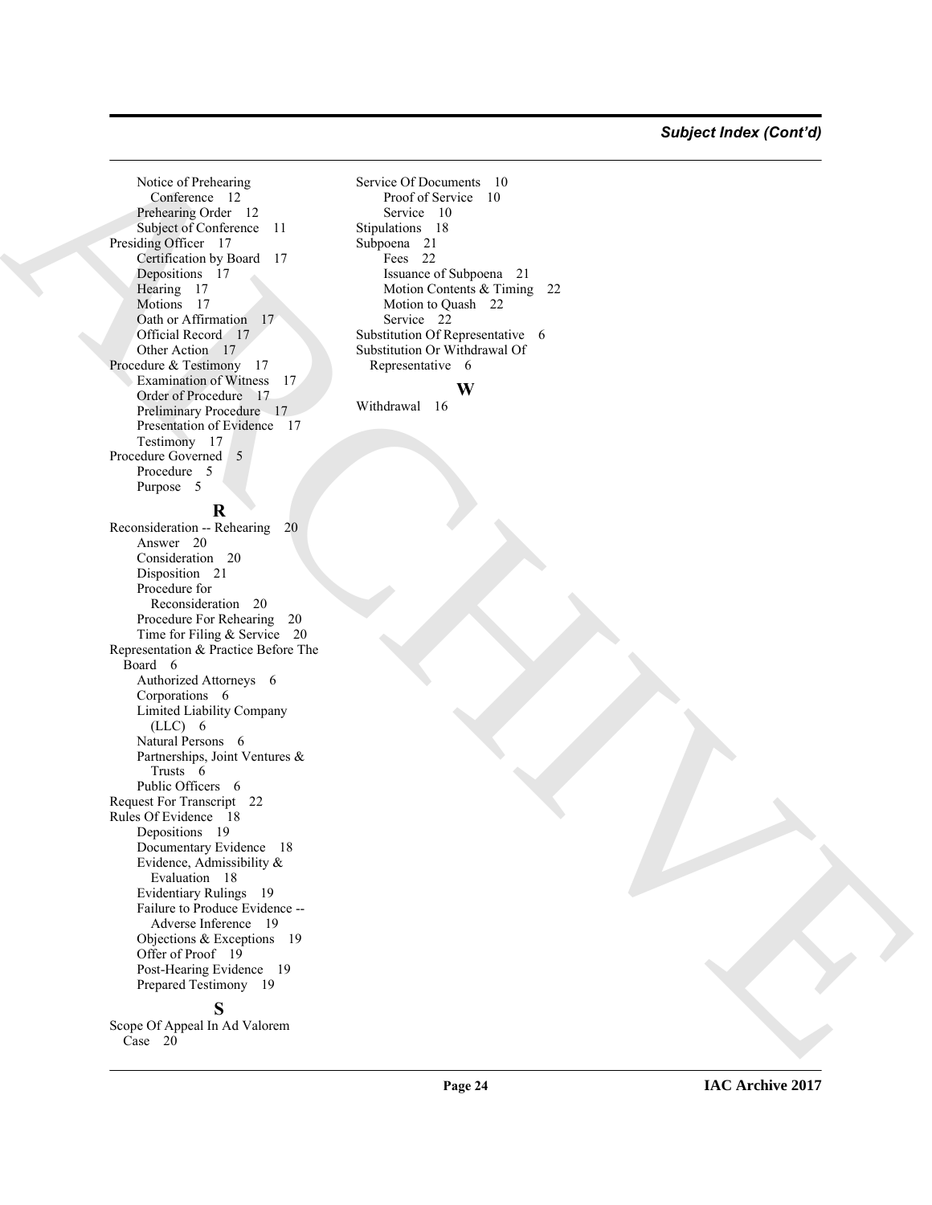Notice of Prehearing Conference 12
Prehearing Order 12
Subject of Conference 11

Presiding Officer 17
- Certification by Board 17
- Depositions 17
- Hearing 17
- Motions 17
- Oath or Affirmation 17
- Official Record 17
- Other Action 17

Procedure & Testimony 17
- Examination of Witness 17
- Order of Procedure 17
- Preliminary Procedure 17
- Presentation of Evidence 17
- Testimony 17

Procedure Governed 5
- Procedure 5
- Purpose 5

## R

Reconsideration -- Rehearing 20
- Answer 20
- Consideration 20
- Disposition 21
- Procedure for Reconsideration 20
- Procedure For Rehearing 20
- Time for Filing & Service 20

Representation & Practice Before The Board 6
- Authorized Attorneys 6
- Corporations 6
- Limited Liability Company (LLC) 6
- Natural Persons 6
- Partnerships, Joint Ventures & Trusts 6
- Public Officers 6

Request For Transcript 22

Rules Of Evidence 18
- Depositions 19
- Documentary Evidence 18
- Evidence, Admissibility & Evaluation 18
- Evidentiary Rulings 19
- Failure to Produce Evidence -- Adverse Inference 19
- Objections & Exceptions 19
- Offer of Proof 19
- Post-Hearing Evidence 19
- Prepared Testimony 19

## S

Scope Of Appeal In Ad Valorem Case 20

Service Of Documents 10
- Proof of Service 10
- Service 10

Stipulations 18

Subpoena 21
- Fees 22
- Issuance of Subpoena 21
- Motion Contents & Timing 22
- Motion to Quash 22
- Service 22

Substitution Of Representative 6

Substitution Or Withdrawal Of Representative 6

## W

Withdrawal 16